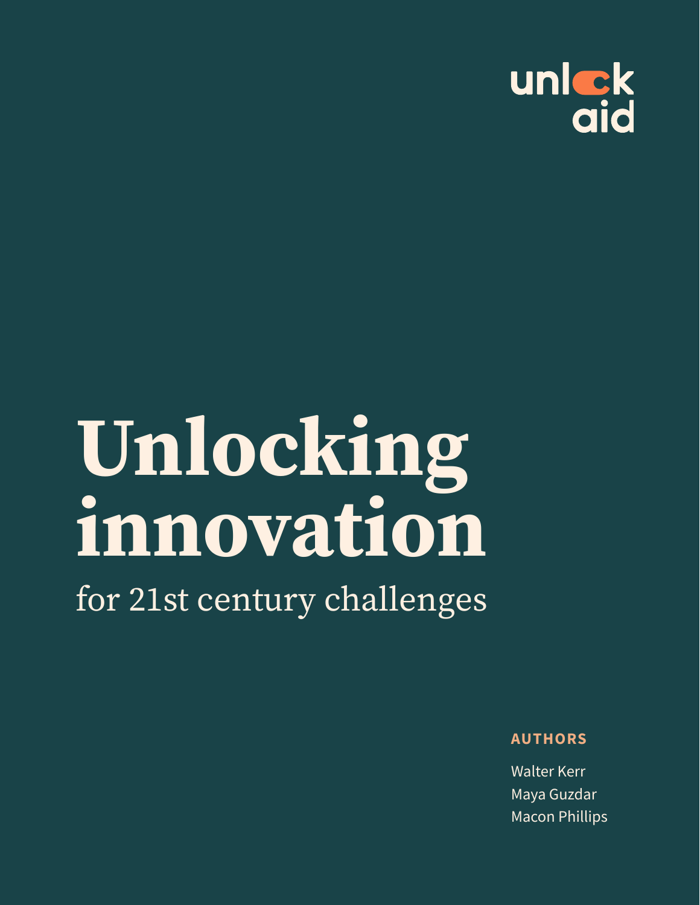unlock aid

# Unlocking innovation

for 21st century challenges

**AUTHORS**

Walter Kerr
Maya Guzdar
Macon Phillips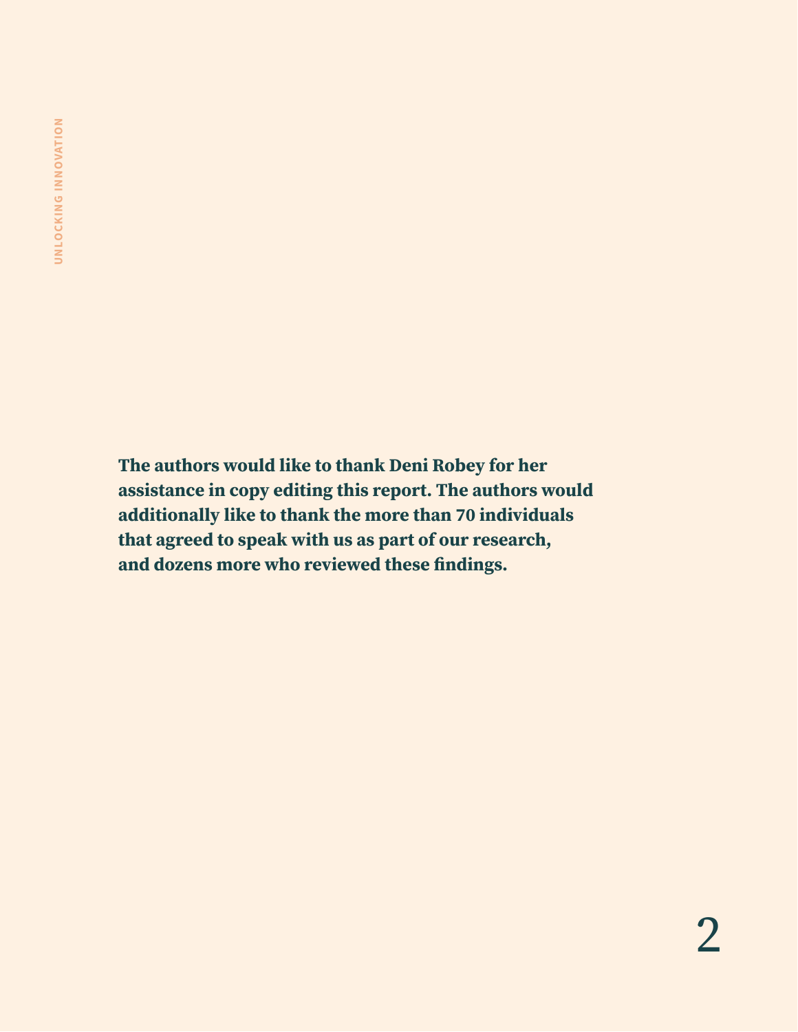**The authors would like to thank Deni Robey for her assistance in copy editing this report. The authors would additionally like to thank the more than 70 individuals that agreed to speak with us as part of our research, and dozens more who reviewed these findings.**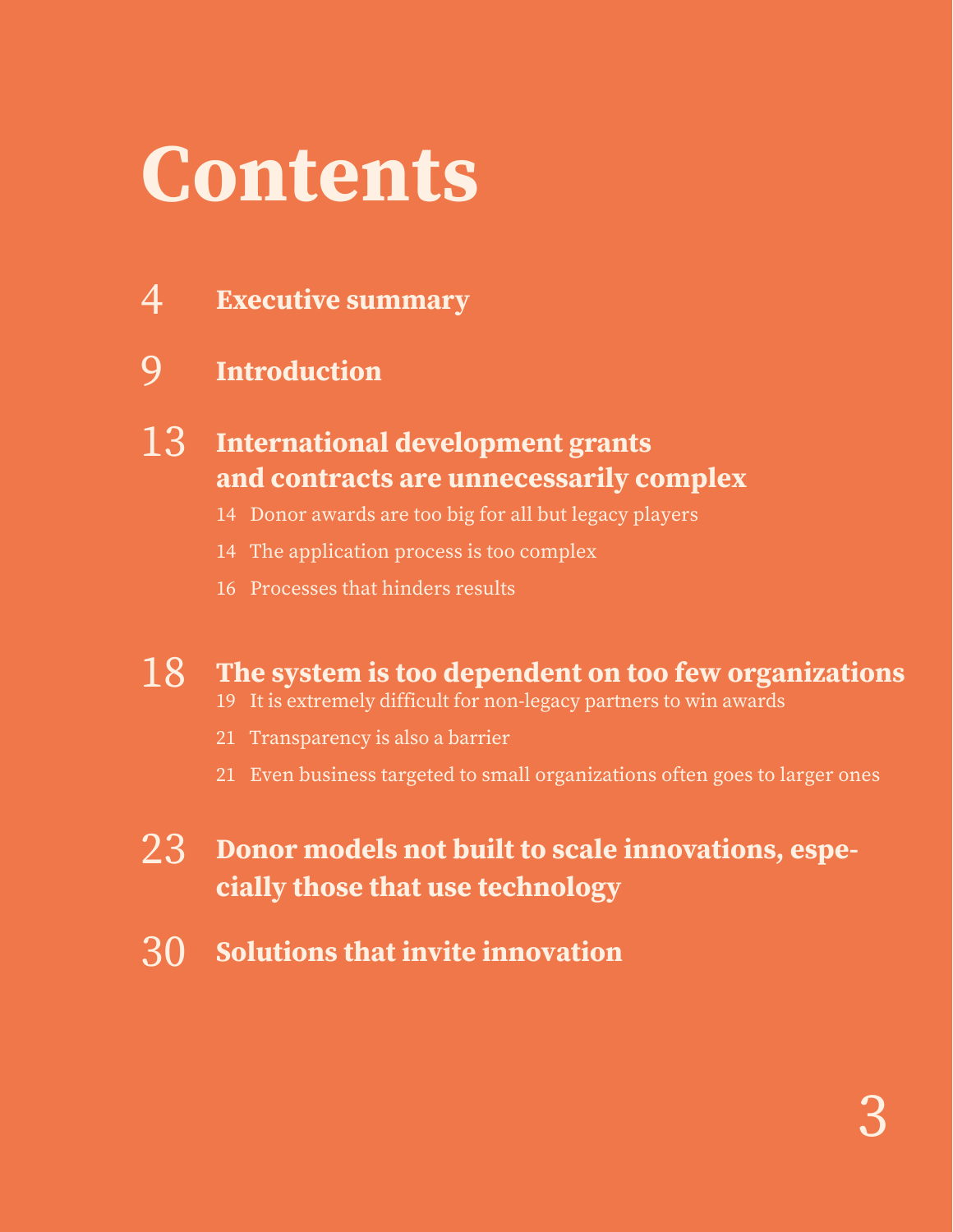# Contents

4 **Executive summary**

9 **Introduction**

13 **International development grants and contracts are unnecessarily complex**

- 14 Donor awards are too big for all but legacy players
- 14 The application process is too complex
- 16 Processes that hinders results

18 **The system is too dependent on too few organizations**

- 19 It is extremely difficult for non-legacy partners to win awards
- 21 Transparency is also a barrier
- 21 Even business targeted to small organizations often goes to larger ones

23 **Donor models not built to scale innovations, especially those that use technology**

30 **Solutions that invite innovation**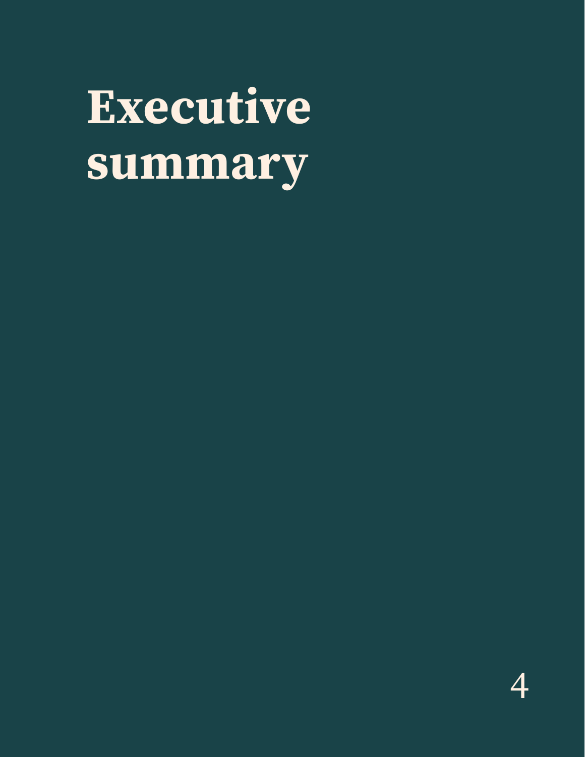# Executive summary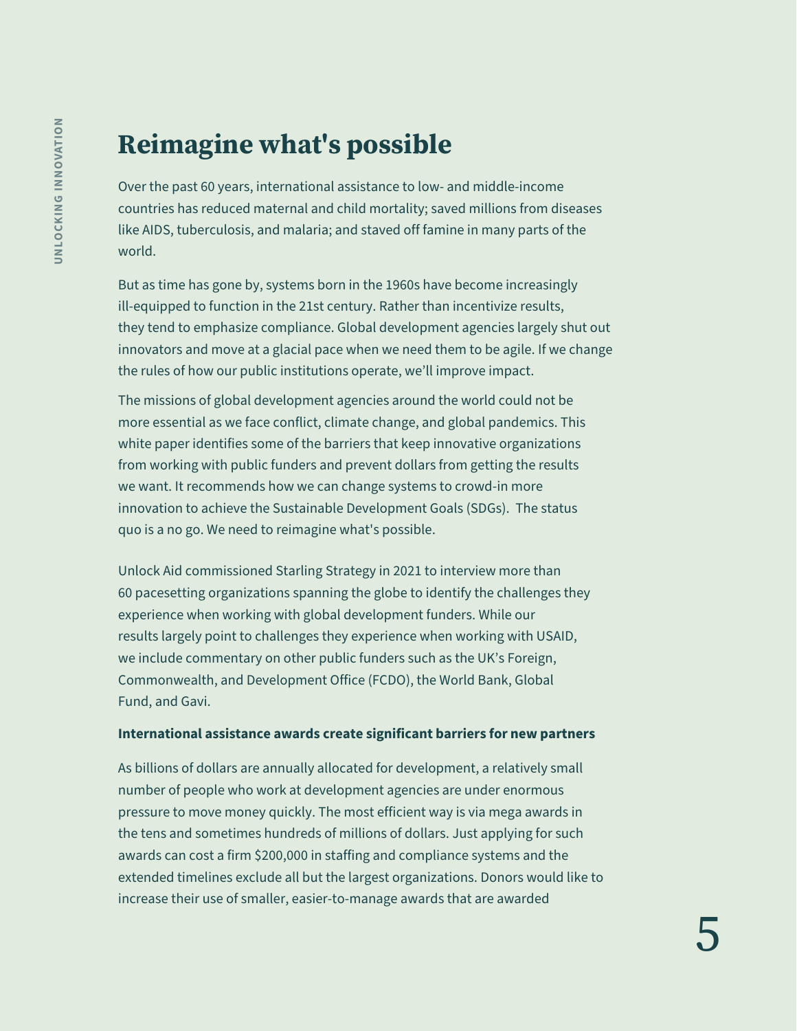# Reimagine what's possible

Over the past 60 years, international assistance to low- and middle-income countries has reduced maternal and child mortality; saved millions from diseases like AIDS, tuberculosis, and malaria; and staved off famine in many parts of the world.

But as time has gone by, systems born in the 1960s have become increasingly ill-equipped to function in the 21st century. Rather than incentivize results, they tend to emphasize compliance. Global development agencies largely shut out innovators and move at a glacial pace when we need them to be agile. If we change the rules of how our public institutions operate, we'll improve impact.

The missions of global development agencies around the world could not be more essential as we face conflict, climate change, and global pandemics. This white paper identifies some of the barriers that keep innovative organizations from working with public funders and prevent dollars from getting the results we want. It recommends how we can change systems to crowd-in more innovation to achieve the Sustainable Development Goals (SDGs). The status quo is a no go. We need to reimagine what's possible.

Unlock Aid commissioned Starling Strategy in 2021 to interview more than 60 pacesetting organizations spanning the globe to identify the challenges they experience when working with global development funders. While our results largely point to challenges they experience when working with USAID, we include commentary on other public funders such as the UK's Foreign, Commonwealth, and Development Office (FCDO), the World Bank, Global Fund, and Gavi.

**International assistance awards create significant barriers for new partners**

As billions of dollars are annually allocated for development, a relatively small number of people who work at development agencies are under enormous pressure to move money quickly. The most efficient way is via mega awards in the tens and sometimes hundreds of millions of dollars. Just applying for such awards can cost a firm $200,000 in staffing and compliance systems and the extended timelines exclude all but the largest organizations. Donors would like to increase their use of smaller, easier-to-manage awards that are awarded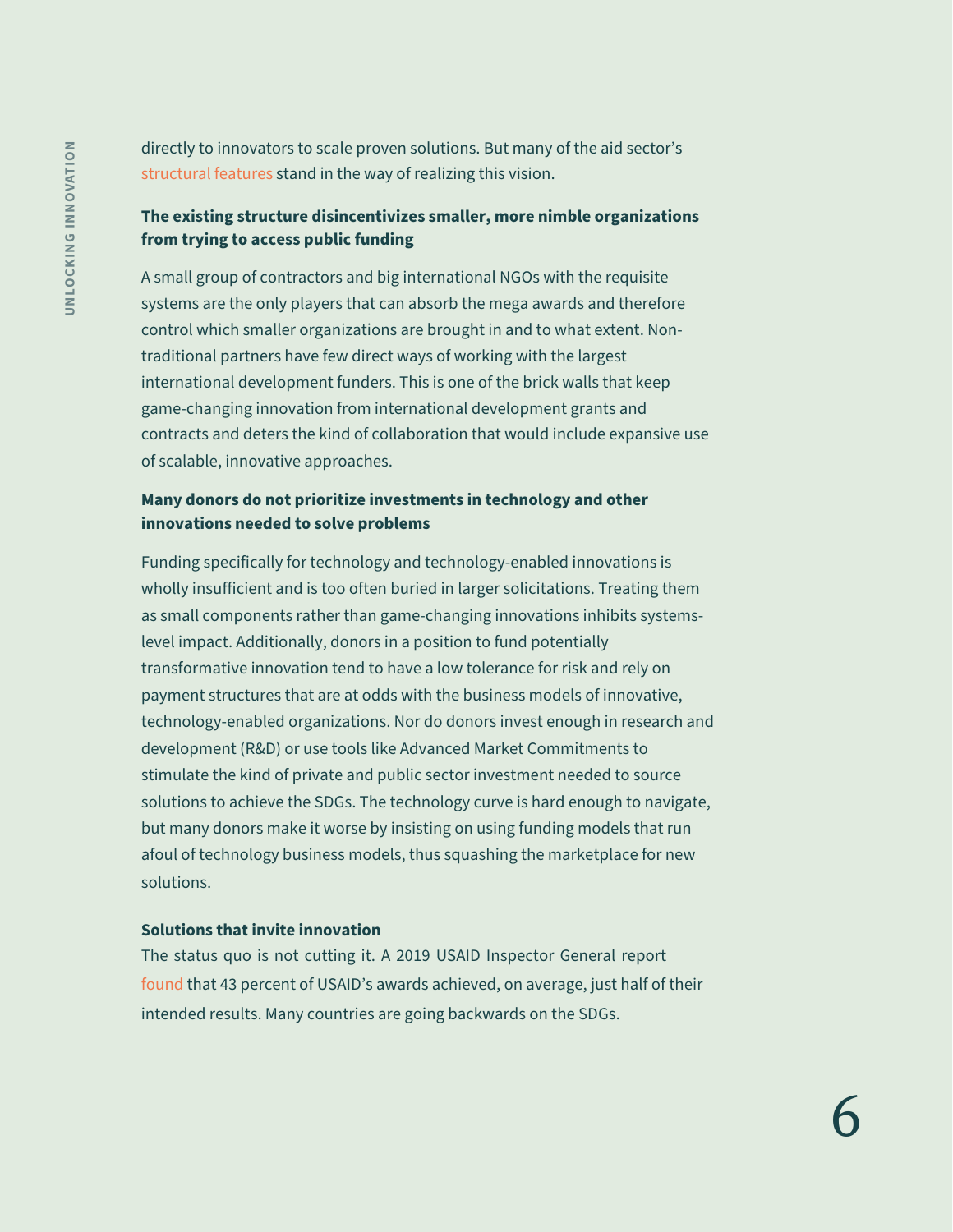directly to innovators to scale proven solutions. But many of the aid sector's structural features stand in the way of realizing this vision.

### The existing structure disincentivizes smaller, more nimble organizations from trying to access public funding

A small group of contractors and big international NGOs with the requisite systems are the only players that can absorb the mega awards and therefore control which smaller organizations are brought in and to what extent. Non-traditional partners have few direct ways of working with the largest international development funders. This is one of the brick walls that keep game-changing innovation from international development grants and contracts and deters the kind of collaboration that would include expansive use of scalable, innovative approaches.

### Many donors do not prioritize investments in technology and other innovations needed to solve problems

Funding specifically for technology and technology-enabled innovations is wholly insufficient and is too often buried in larger solicitations. Treating them as small components rather than game-changing innovations inhibits systems-level impact. Additionally, donors in a position to fund potentially transformative innovation tend to have a low tolerance for risk and rely on payment structures that are at odds with the business models of innovative, technology-enabled organizations. Nor do donors invest enough in research and development (R&D) or use tools like Advanced Market Commitments to stimulate the kind of private and public sector investment needed to source solutions to achieve the SDGs. The technology curve is hard enough to navigate, but many donors make it worse by insisting on using funding models that run afoul of technology business models, thus squashing the marketplace for new solutions.

### Solutions that invite innovation

The status quo is not cutting it. A 2019 USAID Inspector General report found that 43 percent of USAID's awards achieved, on average, just half of their intended results. Many countries are going backwards on the SDGs.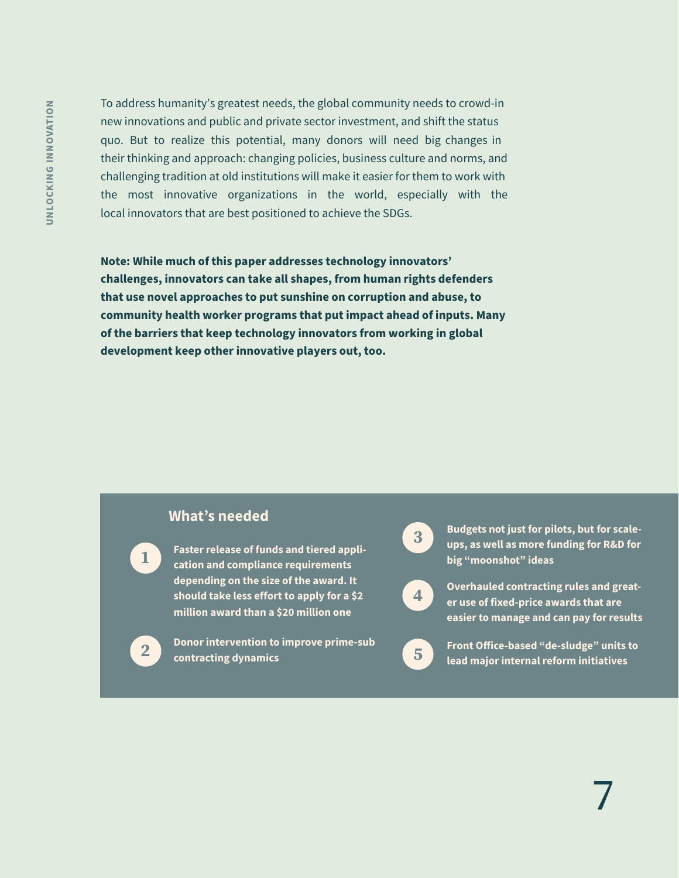To address humanity's greatest needs, the global community needs to crowd-in new innovations and public and private sector investment, and shift the status quo. But to realize this potential, many donors will need big changes in their thinking and approach: changing policies, business culture and norms, and challenging tradition at old institutions will make it easier for them to work with the most innovative organizations in the world, especially with the local innovators that are best positioned to achieve the SDGs.

**Note: While much of this paper addresses technology innovators' challenges, innovators can take all shapes, from human rights defenders that use novel approaches to put sunshine on corruption and abuse, to community health worker programs that put impact ahead of inputs. Many of the barriers that keep technology innovators from working in global development keep other innovative players out, too.**

## What's needed

1. **Faster release of funds and tiered application and compliance requirements depending on the size of the award. It should take less effort to apply for a $2 million award than a $20 million one**
2. **Donor intervention to improve prime-sub contracting dynamics**
3. **Budgets not just for pilots, but for scale-ups, as well as more funding for R&D for big "moonshot" ideas**
4. **Overhauled contracting rules and greater use of fixed-price awards that are easier to manage and can pay for results**
5. **Front Office-based "de-sludge" units to lead major internal reform initiatives**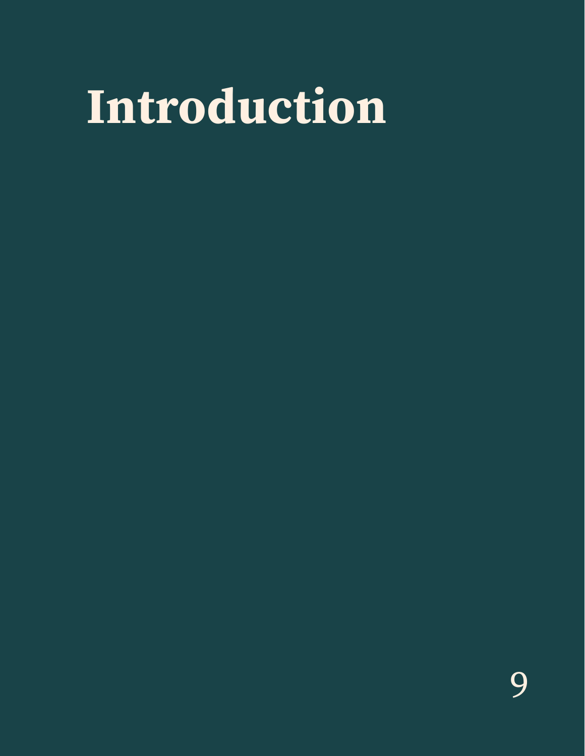# Introduction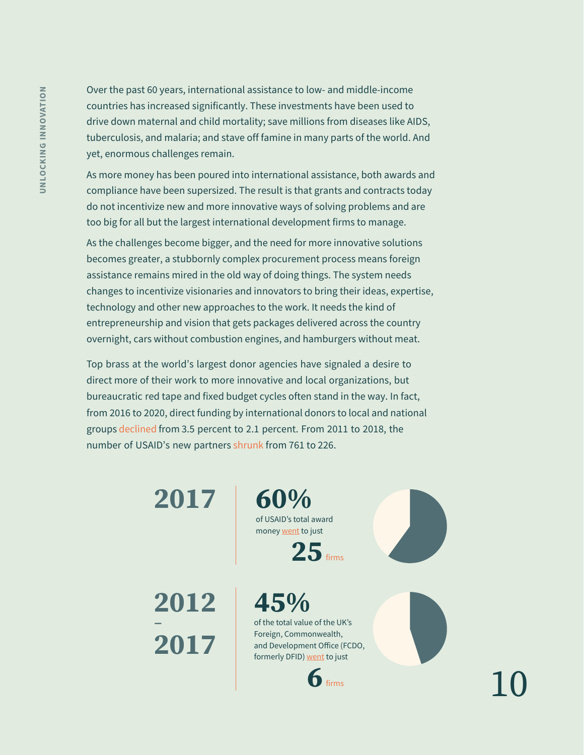Over the past 60 years, international assistance to low- and middle-income countries has increased significantly. These investments have been used to drive down maternal and child mortality; save millions from diseases like AIDS, tuberculosis, and malaria; and stave off famine in many parts of the world. And yet, enormous challenges remain.

As more money has been poured into international assistance, both awards and compliance have been supersized. The result is that grants and contracts today do not incentivize new and more innovative ways of solving problems and are too big for all but the largest international development firms to manage.

As the challenges become bigger, and the need for more innovative solutions becomes greater, a stubbornly complex procurement process means foreign assistance remains mired in the old way of doing things. The system needs changes to incentivize visionaries and innovators to bring their ideas, expertise, technology and other new approaches to the work. It needs the kind of entrepreneurship and vision that gets packages delivered across the country overnight, cars without combustion engines, and hamburgers without meat.

Top brass at the world's largest donor agencies have signaled a desire to direct more of their work to more innovative and local organizations, but bureaucratic red tape and fixed budget cycles often stand in the way. In fact, from 2016 to 2020, direct funding by international donors to local and national groups declined from 3.5 percent to 2.1 percent. From 2011 to 2018, the number of USAID's new partners shrunk from 761 to 226.

**2017**

**60%** of USAID's total award money went to just **25** firms

**2012 – 2017**

**45%** of the total value of the UK's Foreign, Commonwealth, and Development Office (FCDO, formerly DFID) went to just **6** firms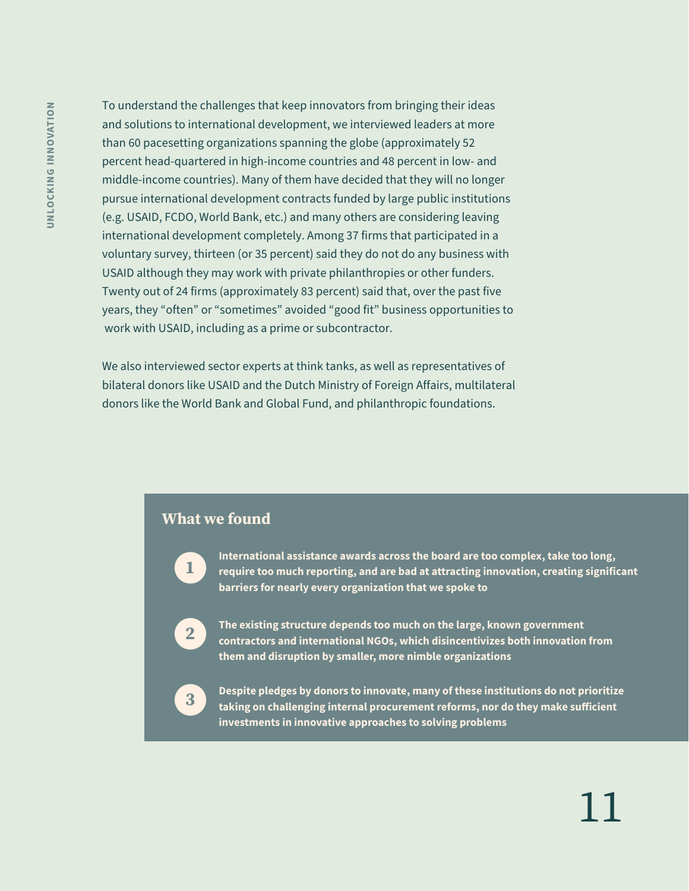To understand the challenges that keep innovators from bringing their ideas and solutions to international development, we interviewed leaders at more than 60 pacesetting organizations spanning the globe (approximately 52 percent head-quartered in high-income countries and 48 percent in low- and middle-income countries). Many of them have decided that they will no longer pursue international development contracts funded by large public institutions (e.g. USAID, FCDO, World Bank, etc.) and many others are considering leaving international development completely. Among 37 firms that participated in a voluntary survey, thirteen (or 35 percent) said they do not do any business with USAID although they may work with private philanthropies or other funders. Twenty out of 24 firms (approximately 83 percent) said that, over the past five years, they "often" or "sometimes" avoided "good fit" business opportunities to work with USAID, including as a prime or subcontractor.

We also interviewed sector experts at think tanks, as well as representatives of bilateral donors like USAID and the Dutch Ministry of Foreign Affairs, multilateral donors like the World Bank and Global Fund, and philanthropic foundations.

## What we found

1. **International assistance awards across the board are too complex, take too long, require too much reporting, and are bad at attracting innovation, creating significant barriers for nearly every organization that we spoke to**

2. **The existing structure depends too much on the large, known government contractors and international NGOs, which disincentivizes both innovation from them and disruption by smaller, more nimble organizations**

3. **Despite pledges by donors to innovate, many of these institutions do not prioritize taking on challenging internal procurement reforms, nor do they make sufficient investments in innovative approaches to solving problems**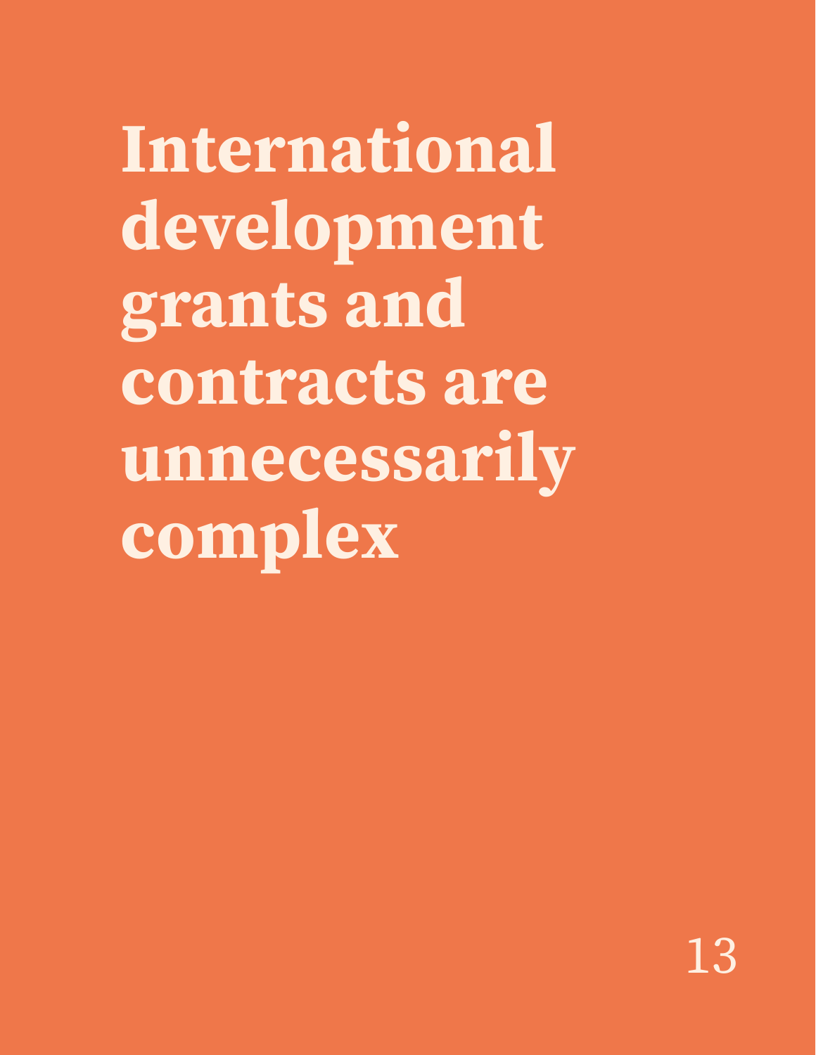# International development grants and contracts are unnecessarily complex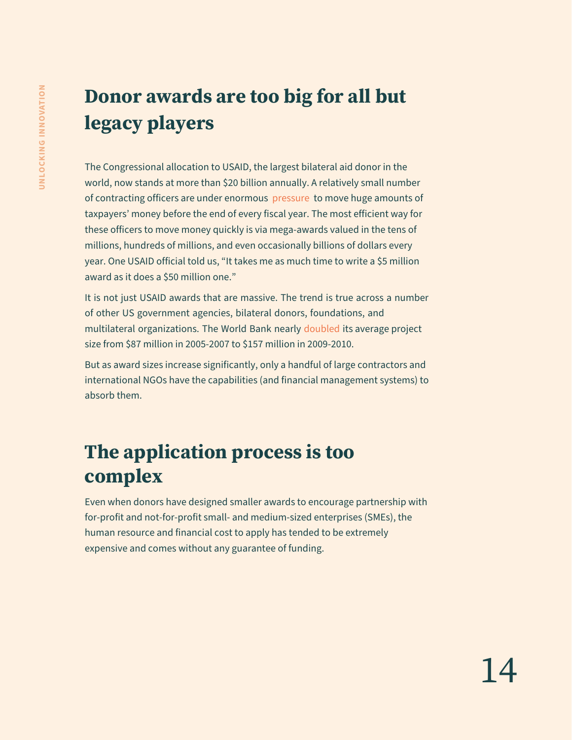## Donor awards are too big for all but legacy players

The Congressional allocation to USAID, the largest bilateral aid donor in the world, now stands at more than $20 billion annually. A relatively small number of contracting officers are under enormous pressure to move huge amounts of taxpayers' money before the end of every fiscal year. The most efficient way for these officers to move money quickly is via mega-awards valued in the tens of millions, hundreds of millions, and even occasionally billions of dollars every year. One USAID official told us, "It takes me as much time to write a $5 million award as it does a $50 million one."

It is not just USAID awards that are massive. The trend is true across a number of other US government agencies, bilateral donors, foundations, and multilateral organizations. The World Bank nearly doubled its average project size from $87 million in 2005-2007 to $157 million in 2009-2010.

But as award sizes increase significantly, only a handful of large contractors and international NGOs have the capabilities (and financial management systems) to absorb them.

## The application process is too complex

Even when donors have designed smaller awards to encourage partnership with for-profit and not-for-profit small- and medium-sized enterprises (SMEs), the human resource and financial cost to apply has tended to be extremely expensive and comes without any guarantee of funding.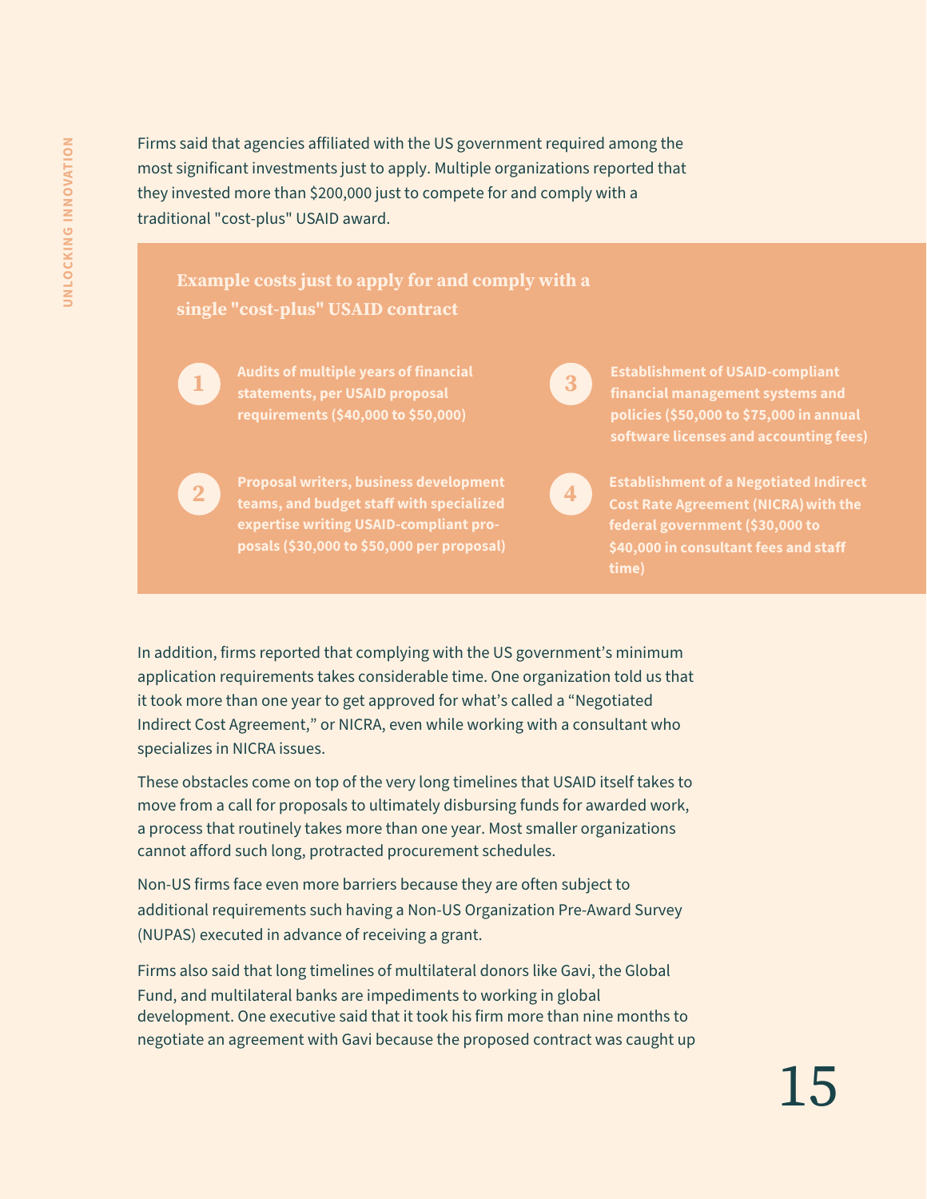Firms said that agencies affiliated with the US government required among the most significant investments just to apply. Multiple organizations reported that they invested more than $200,000 just to compete for and comply with a traditional "cost-plus" USAID award.

### Example costs just to apply for and comply with a single "cost-plus" USAID contract

1. **Audits of multiple years of financial statements, per USAID proposal requirements ($40,000 to $50,000)**
2. **Proposal writers, business development teams, and budget staff with specialized expertise writing USAID-compliant proposals ($30,000 to $50,000 per proposal)**
3. **Establishment of USAID-compliant financial management systems and policies ($50,000 to $75,000 in annual software licenses and accounting fees)**
4. **Establishment of a Negotiated Indirect Cost Rate Agreement (NICRA) with the federal government ($30,000 to $40,000 in consultant fees and staff time)**

In addition, firms reported that complying with the US government's minimum application requirements takes considerable time. One organization told us that it took more than one year to get approved for what's called a "Negotiated Indirect Cost Agreement," or NICRA, even while working with a consultant who specializes in NICRA issues.

These obstacles come on top of the very long timelines that USAID itself takes to move from a call for proposals to ultimately disbursing funds for awarded work, a process that routinely takes more than one year. Most smaller organizations cannot afford such long, protracted procurement schedules.

Non-US firms face even more barriers because they are often subject to additional requirements such having a Non-US Organization Pre-Award Survey (NUPAS) executed in advance of receiving a grant.

Firms also said that long timelines of multilateral donors like Gavi, the Global Fund, and multilateral banks are impediments to working in global development. One executive said that it took his firm more than nine months to negotiate an agreement with Gavi because the proposed contract was caught up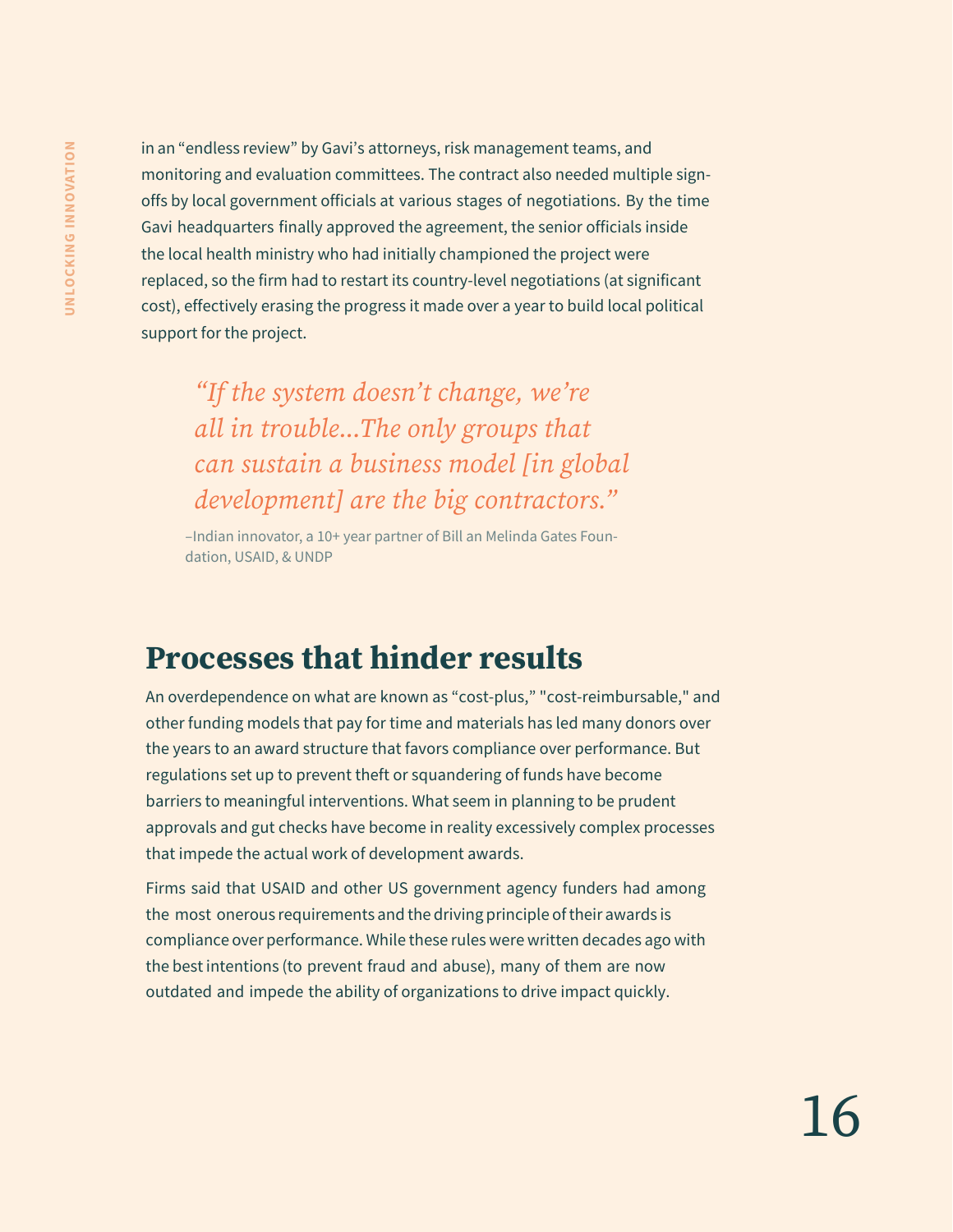in an "endless review" by Gavi's attorneys, risk management teams, and monitoring and evaluation committees. The contract also needed multiple sign-offs by local government officials at various stages of negotiations. By the time Gavi headquarters finally approved the agreement, the senior officials inside the local health ministry who had initially championed the project were replaced, so the firm had to restart its country-level negotiations (at significant cost), effectively erasing the progress it made over a year to build local political support for the project.

> *"If the system doesn't change, we're all in trouble...The only groups that can sustain a business model [in global development] are the big contractors."*
>
> –Indian innovator, a 10+ year partner of Bill an Melinda Gates Foundation, USAID, & UNDP

## Processes that hinder results

An overdependence on what are known as "cost-plus," "cost-reimbursable," and other funding models that pay for time and materials has led many donors over the years to an award structure that favors compliance over performance. But regulations set up to prevent theft or squandering of funds have become barriers to meaningful interventions. What seem in planning to be prudent approvals and gut checks have become in reality excessively complex processes that impede the actual work of development awards.

Firms said that USAID and other US government agency funders had among the most onerous requirements and the driving principle of their awards is compliance over performance. While these rules were written decades ago with the best intentions (to prevent fraud and abuse), many of them are now outdated and impede the ability of organizations to drive impact quickly.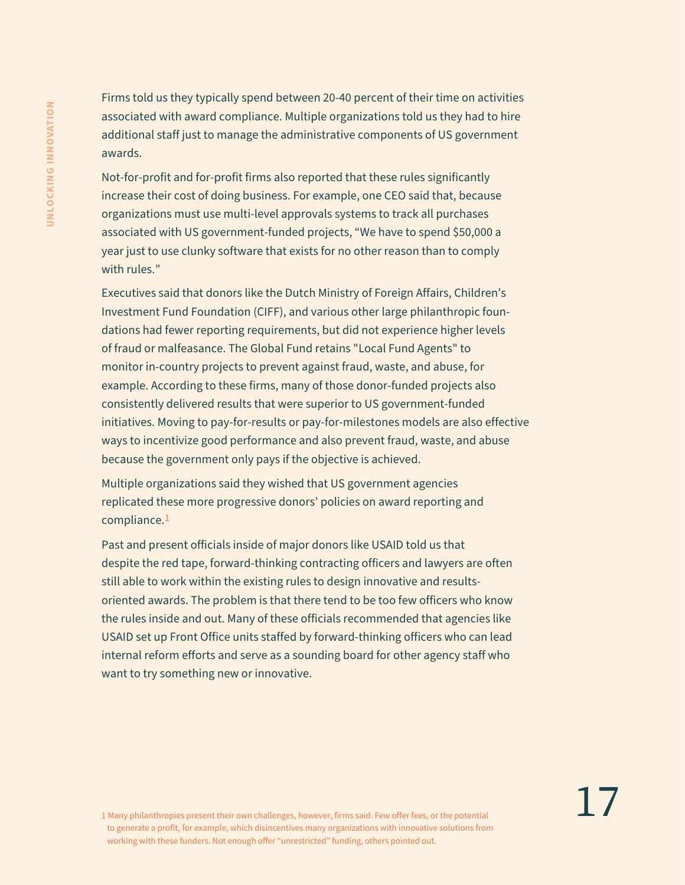Firms told us they typically spend between 20-40 percent of their time on activities associated with award compliance. Multiple organizations told us they had to hire additional staff just to manage the administrative components of US government awards.

Not-for-profit and for-profit firms also reported that these rules significantly increase their cost of doing business. For example, one CEO said that, because organizations must use multi-level approvals systems to track all purchases associated with US government-funded projects, “We have to spend $50,000 a year just to use clunky software that exists for no other reason than to comply with rules.”

Executives said that donors like the Dutch Ministry of Foreign Affairs, Children’s Investment Fund Foundation (CIFF), and various other large philanthropic foundations had fewer reporting requirements, but did not experience higher levels of fraud or malfeasance. The Global Fund retains "Local Fund Agents" to monitor in-country projects to prevent against fraud, waste, and abuse, for example. According to these firms, many of those donor-funded projects also consistently delivered results that were superior to US government-funded initiatives. Moving to pay-for-results or pay-for-milestones models are also effective ways to incentivize good performance and also prevent fraud, waste, and abuse because the government only pays if the objective is achieved.

Multiple organizations said they wished that US government agencies replicated these more progressive donors’ policies on award reporting and compliance.[1]

Past and present officials inside of major donors like USAID told us that despite the red tape, forward-thinking contracting officers and lawyers are often still able to work within the existing rules to design innovative and results-oriented awards. The problem is that there tend to be too few officers who know the rules inside and out. Many of these officials recommended that agencies like USAID set up Front Office units staffed by forward-thinking officers who can lead internal reform efforts and serve as a sounding board for other agency staff who want to try something new or innovative.

1 Many philanthropies present their own challenges, however, firms said. Few offer fees, or the potential to generate a profit, for example, which disincentives many organizations with innovative solutions from working with these funders. Not enough offer “unrestricted” funding, others pointed out.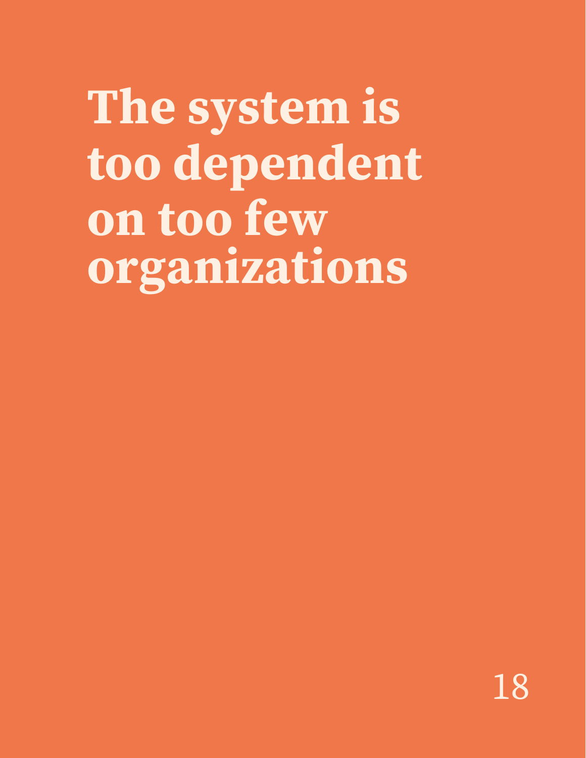# The system is too dependent on too few organizations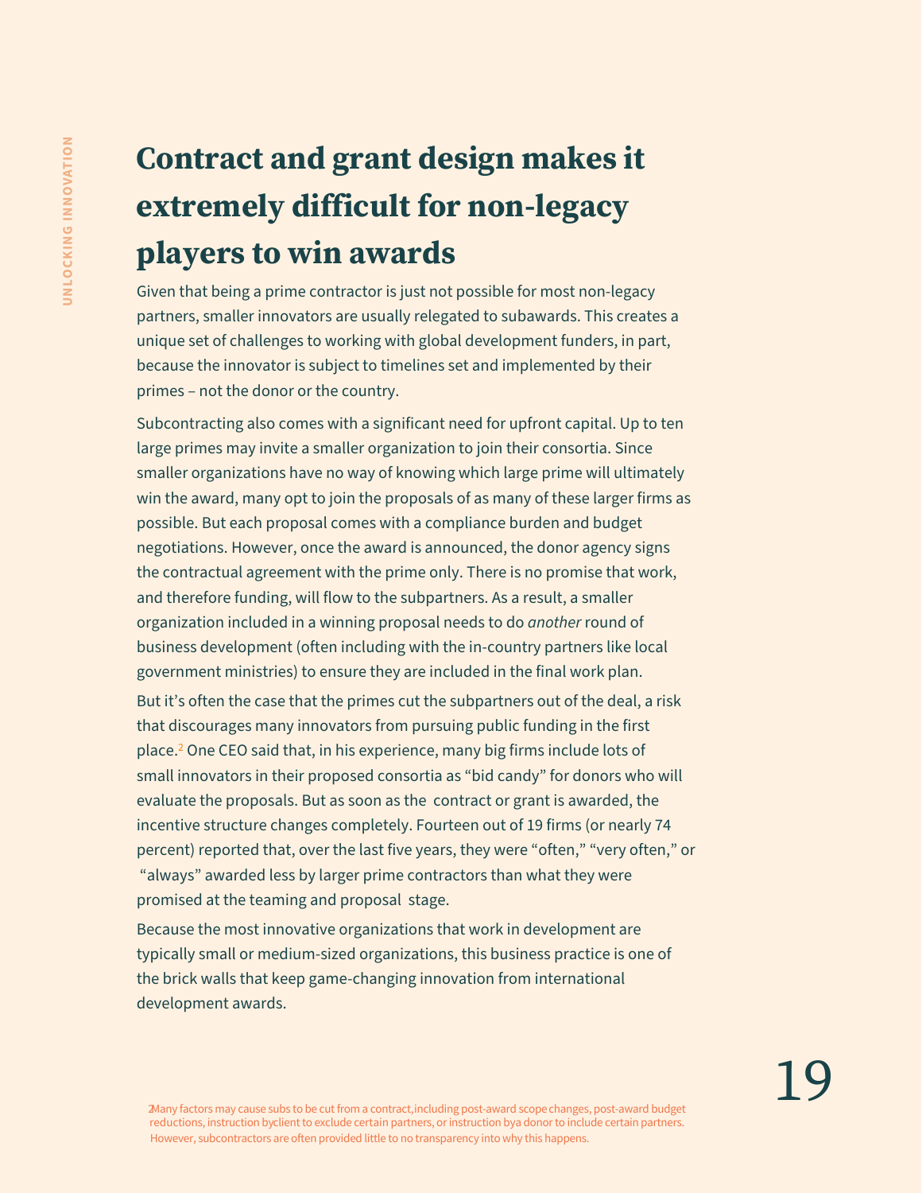# Contract and grant design makes it extremely difficult for non-legacy players to win awards

Given that being a prime contractor is just not possible for most non-legacy partners, smaller innovators are usually relegated to subawards. This creates a unique set of challenges to working with global development funders, in part, because the innovator is subject to timelines set and implemented by their primes – not the donor or the country.

Subcontracting also comes with a significant need for upfront capital. Up to ten large primes may invite a smaller organization to join their consortia. Since smaller organizations have no way of knowing which large prime will ultimately win the award, many opt to join the proposals of as many of these larger firms as possible. But each proposal comes with a compliance burden and budget negotiations. However, once the award is announced, the donor agency signs the contractual agreement with the prime only. There is no promise that work, and therefore funding, will flow to the subpartners. As a result, a smaller organization included in a winning proposal needs to do *another* round of business development (often including with the in-country partners like local government ministries) to ensure they are included in the final work plan.

But it's often the case that the primes cut the subpartners out of the deal, a risk that discourages many innovators from pursuing public funding in the first place.[2] One CEO said that, in his experience, many big firms include lots of small innovators in their proposed consortia as "bid candy" for donors who will evaluate the proposals. But as soon as the contract or grant is awarded, the incentive structure changes completely. Fourteen out of 19 firms (or nearly 74 percent) reported that, over the last five years, they were "often," "very often," or "always" awarded less by larger prime contractors than what they were promised at the teaming and proposal stage.

Because the most innovative organizations that work in development are typically small or medium-sized organizations, this business practice is one of the brick walls that keep game-changing innovation from international development awards.

[2] Many factors may cause subs to be cut from a contract, including post-award scope changes, post-award budget reductions, instruction by client to exclude certain partners, or instruction by a donor to include certain partners. However, subcontractors are often provided little to no transparency into why this happens.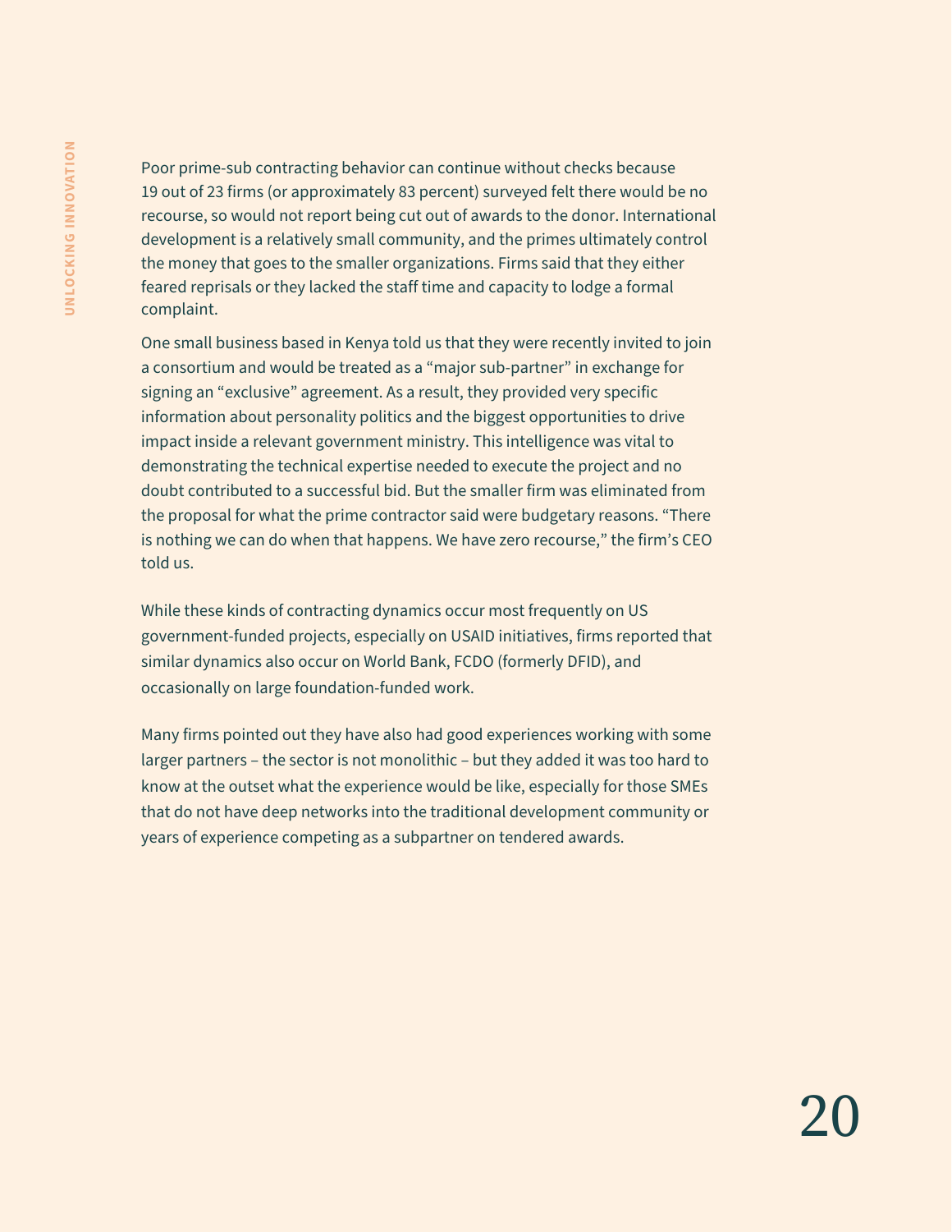Poor prime-sub contracting behavior can continue without checks because 19 out of 23 firms (or approximately 83 percent) surveyed felt there would be no recourse, so would not report being cut out of awards to the donor. International development is a relatively small community, and the primes ultimately control the money that goes to the smaller organizations. Firms said that they either feared reprisals or they lacked the staff time and capacity to lodge a formal complaint.

One small business based in Kenya told us that they were recently invited to join a consortium and would be treated as a "major sub-partner" in exchange for signing an "exclusive" agreement. As a result, they provided very specific information about personality politics and the biggest opportunities to drive impact inside a relevant government ministry. This intelligence was vital to demonstrating the technical expertise needed to execute the project and no doubt contributed to a successful bid. But the smaller firm was eliminated from the proposal for what the prime contractor said were budgetary reasons. "There is nothing we can do when that happens. We have zero recourse," the firm's CEO told us.

While these kinds of contracting dynamics occur most frequently on US government-funded projects, especially on USAID initiatives, firms reported that similar dynamics also occur on World Bank, FCDO (formerly DFID), and occasionally on large foundation-funded work.

Many firms pointed out they have also had good experiences working with some larger partners – the sector is not monolithic – but they added it was too hard to know at the outset what the experience would be like, especially for those SMEs that do not have deep networks into the traditional development community or years of experience competing as a subpartner on tendered awards.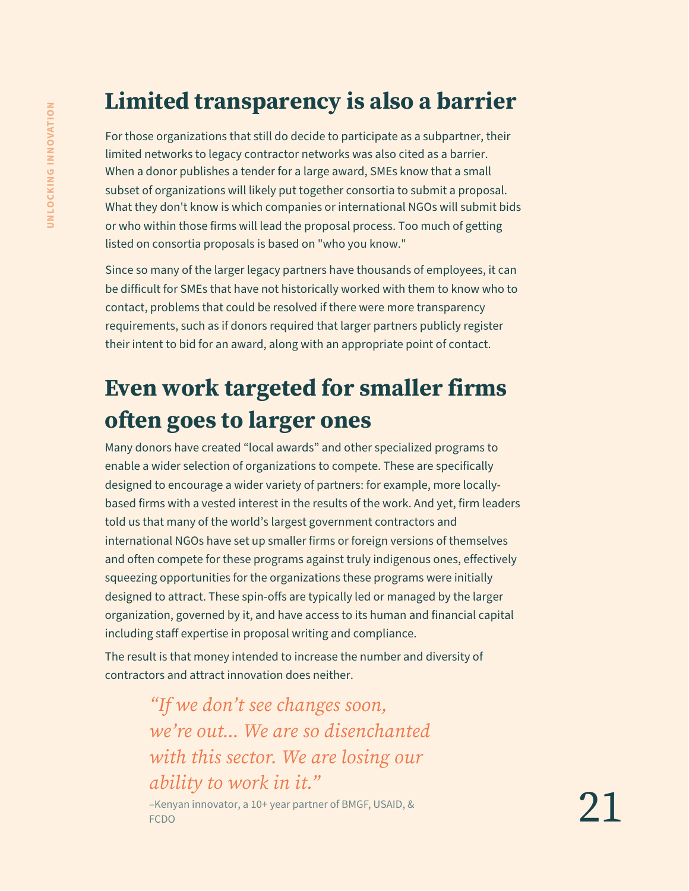## Limited transparency is also a barrier

For those organizations that still do decide to participate as a subpartner, their limited networks to legacy contractor networks was also cited as a barrier. When a donor publishes a tender for a large award, SMEs know that a small subset of organizations will likely put together consortia to submit a proposal. What they don't know is which companies or international NGOs will submit bids or who within those firms will lead the proposal process. Too much of getting listed on consortia proposals is based on "who you know."

Since so many of the larger legacy partners have thousands of employees, it can be difficult for SMEs that have not historically worked with them to know who to contact, problems that could be resolved if there were more transparency requirements, such as if donors required that larger partners publicly register their intent to bid for an award, along with an appropriate point of contact.

## Even work targeted for smaller firms often goes to larger ones

Many donors have created “local awards” and other specialized programs to enable a wider selection of organizations to compete. These are specifically designed to encourage a wider variety of partners: for example, more locally-based firms with a vested interest in the results of the work. And yet, firm leaders told us that many of the world’s largest government contractors and international NGOs have set up smaller firms or foreign versions of themselves and often compete for these programs against truly indigenous ones, effectively squeezing opportunities for the organizations these programs were initially designed to attract. These spin-offs are typically led or managed by the larger organization, governed by it, and have access to its human and financial capital including staff expertise in proposal writing and compliance.

The result is that money intended to increase the number and diversity of contractors and attract innovation does neither.

> *“If we don’t see changes soon, we’re out... We are so disenchanted with this sector. We are losing our ability to work in it.”*
>
> –Kenyan innovator, a 10+ year partner of BMGF, USAID, & FCDO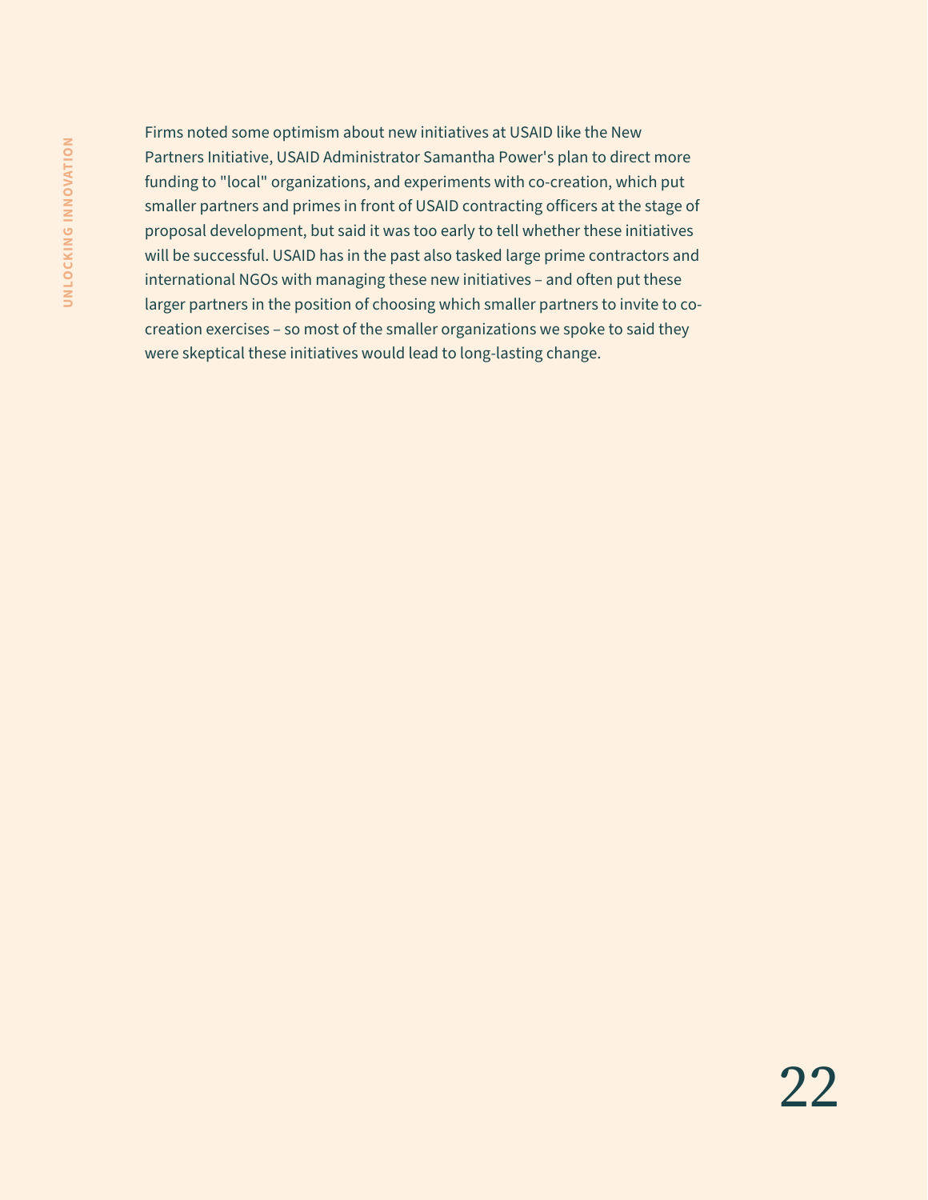Firms noted some optimism about new initiatives at USAID like the New Partners Initiative, USAID Administrator Samantha Power's plan to direct more funding to "local" organizations, and experiments with co-creation, which put smaller partners and primes in front of USAID contracting officers at the stage of proposal development, but said it was too early to tell whether these initiatives will be successful. USAID has in the past also tasked large prime contractors and international NGOs with managing these new initiatives – and often put these larger partners in the position of choosing which smaller partners to invite to co-creation exercises – so most of the smaller organizations we spoke to said they were skeptical these initiatives would lead to long-lasting change.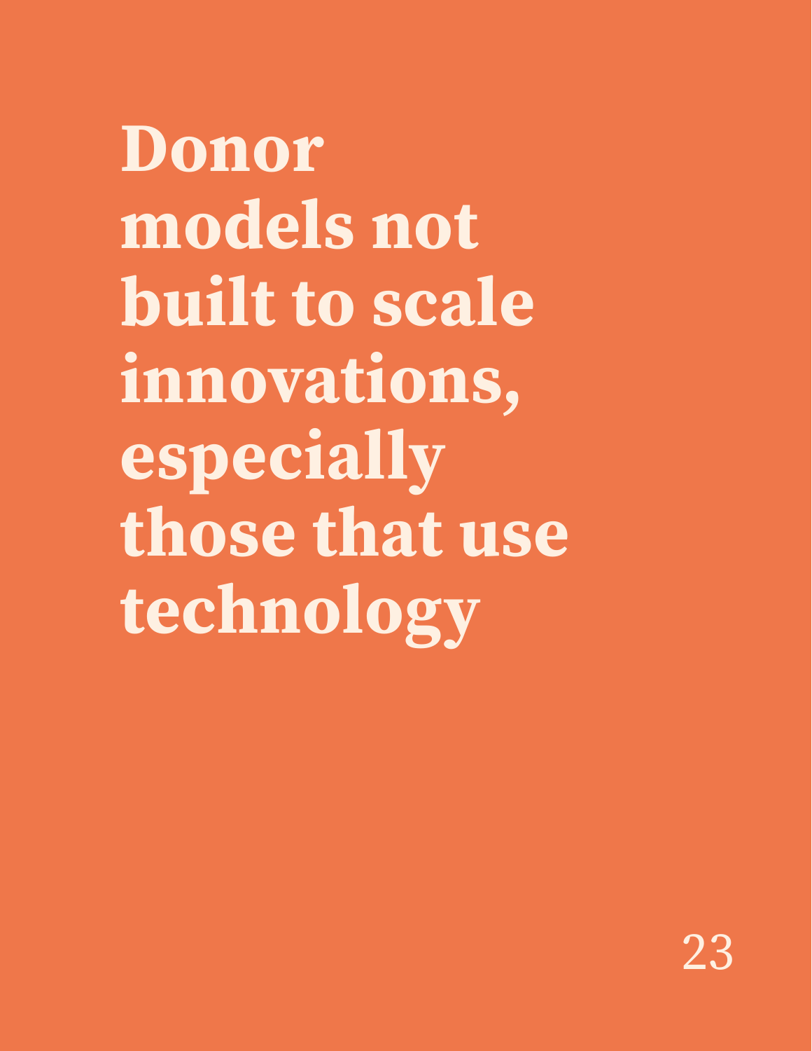# Donor models not built to scale innovations, especially those that use technology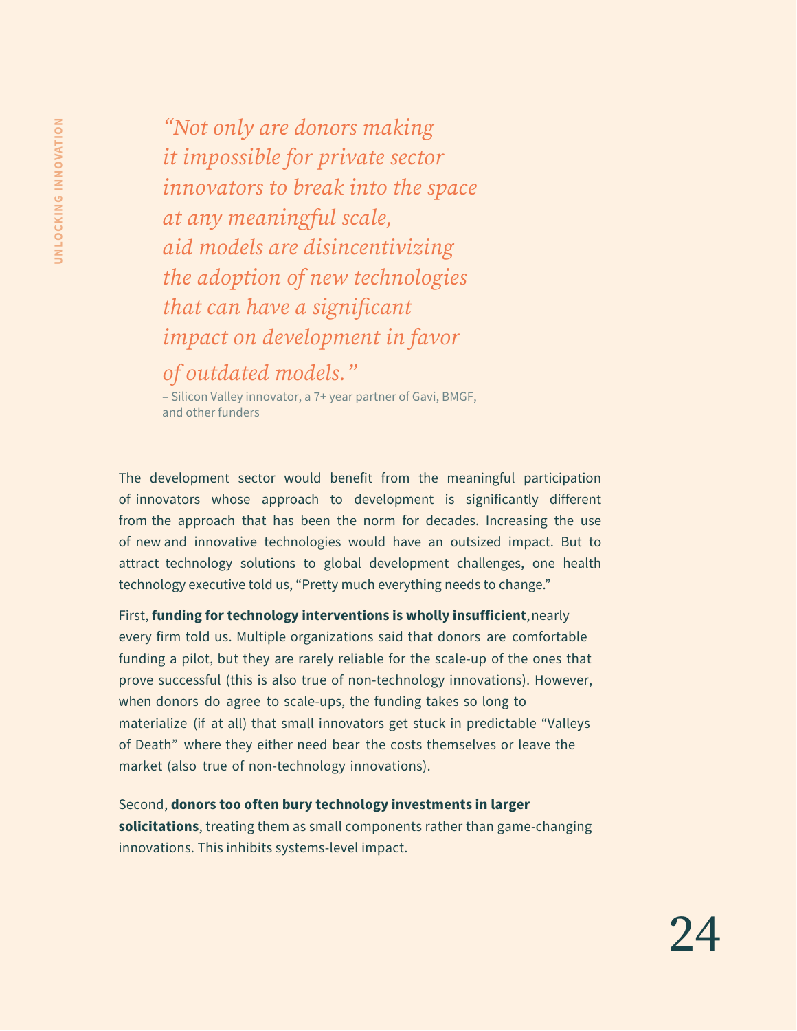> *"Not only are donors making it impossible for private sector innovators to break into the space at any meaningful scale, aid models are disincentivizing the adoption of new technologies that can have a significant impact on development in favor of outdated models."*
>
> – Silicon Valley innovator, a 7+ year partner of Gavi, BMGF, and other funders

The development sector would benefit from the meaningful participation of innovators whose approach to development is significantly different from the approach that has been the norm for decades. Increasing the use of new and innovative technologies would have an outsized impact. But to attract technology solutions to global development challenges, one health technology executive told us, "Pretty much everything needs to change."

First, **funding for technology interventions is wholly insufficient**, nearly every firm told us. Multiple organizations said that donors are comfortable funding a pilot, but they are rarely reliable for the scale-up of the ones that prove successful (this is also true of non-technology innovations). However, when donors do agree to scale-ups, the funding takes so long to materialize (if at all) that small innovators get stuck in predictable "Valleys of Death" where they either need bear the costs themselves or leave the market (also true of non-technology innovations).

Second, **donors too often bury technology investments in larger solicitations**, treating them as small components rather than game-changing innovations. This inhibits systems-level impact.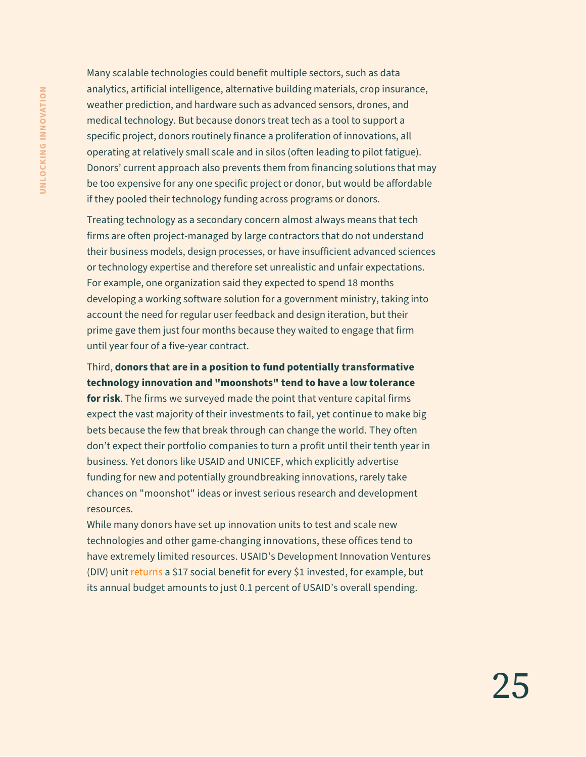Many scalable technologies could benefit multiple sectors, such as data analytics, artificial intelligence, alternative building materials, crop insurance, weather prediction, and hardware such as advanced sensors, drones, and medical technology. But because donors treat tech as a tool to support a specific project, donors routinely finance a proliferation of innovations, all operating at relatively small scale and in silos (often leading to pilot fatigue). Donors' current approach also prevents them from financing solutions that may be too expensive for any one specific project or donor, but would be affordable if they pooled their technology funding across programs or donors.

Treating technology as a secondary concern almost always means that tech firms are often project-managed by large contractors that do not understand their business models, design processes, or have insufficient advanced sciences or technology expertise and therefore set unrealistic and unfair expectations. For example, one organization said they expected to spend 18 months developing a working software solution for a government ministry, taking into account the need for regular user feedback and design iteration, but their prime gave them just four months because they waited to engage that firm until year four of a five-year contract.

Third, **donors that are in a position to fund potentially transformative technology innovation and "moonshots" tend to have a low tolerance for risk**. The firms we surveyed made the point that venture capital firms expect the vast majority of their investments to fail, yet continue to make big bets because the few that break through can change the world. They often don't expect their portfolio companies to turn a profit until their tenth year in business. Yet donors like USAID and UNICEF, which explicitly advertise funding for new and potentially groundbreaking innovations, rarely take chances on "moonshot" ideas or invest serious research and development resources.

While many donors have set up innovation units to test and scale new technologies and other game-changing innovations, these offices tend to have extremely limited resources. USAID's Development Innovation Ventures (DIV) unit returns a $17 social benefit for every $1 invested, for example, but its annual budget amounts to just 0.1 percent of USAID's overall spending.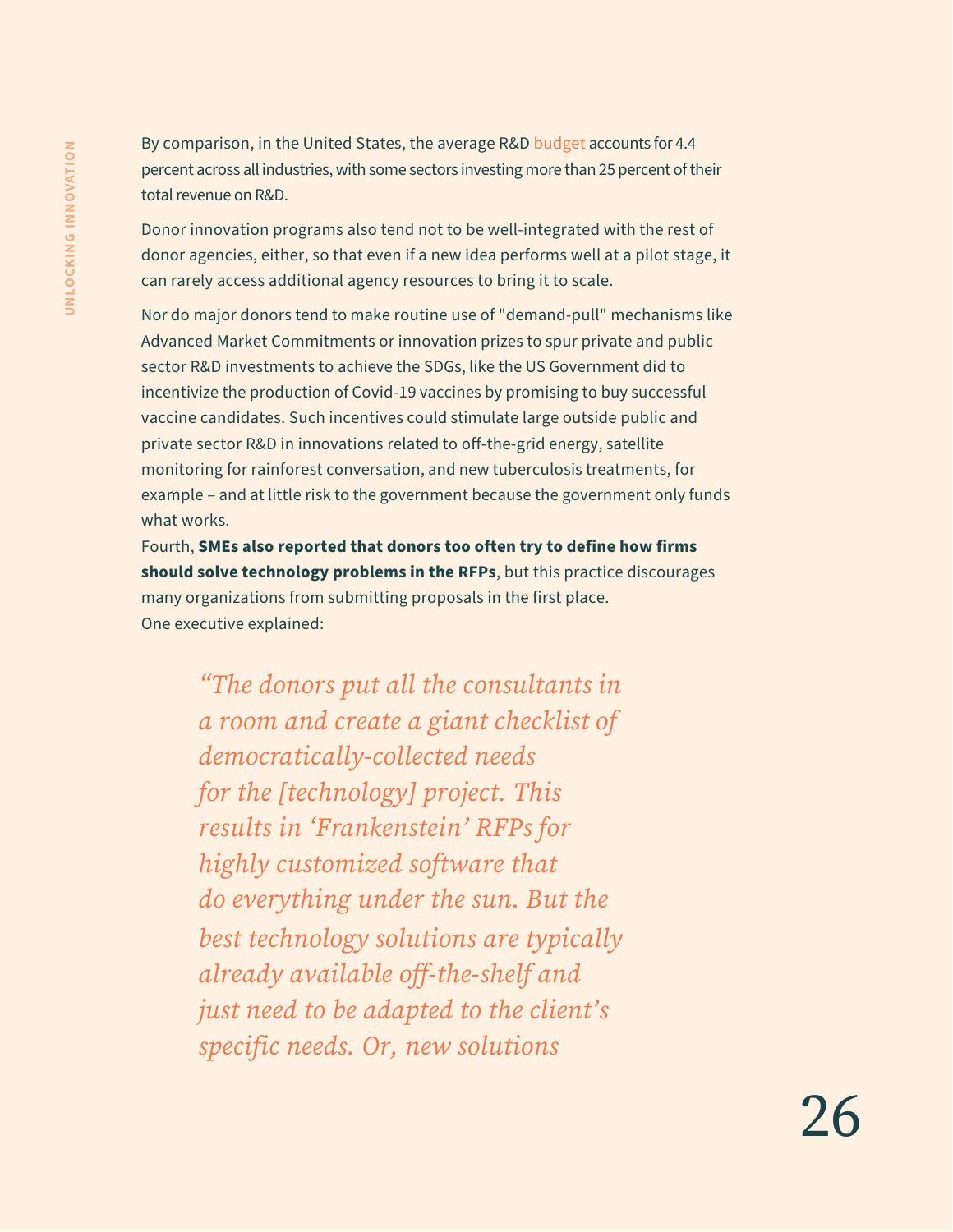By comparison, in the United States, the average R&D budget accounts for 4.4 percent across all industries, with some sectors investing more than 25 percent of their total revenue on R&D.

Donor innovation programs also tend not to be well-integrated with the rest of donor agencies, either, so that even if a new idea performs well at a pilot stage, it can rarely access additional agency resources to bring it to scale.

Nor do major donors tend to make routine use of "demand-pull" mechanisms like Advanced Market Commitments or innovation prizes to spur private and public sector R&D investments to achieve the SDGs, like the US Government did to incentivize the production of Covid-19 vaccines by promising to buy successful vaccine candidates. Such incentives could stimulate large outside public and private sector R&D in innovations related to off-the-grid energy, satellite monitoring for rainforest conversation, and new tuberculosis treatments, for example – and at little risk to the government because the government only funds what works.

Fourth, **SMEs also reported that donors too often try to define how firms should solve technology problems in the RFPs**, but this practice discourages many organizations from submitting proposals in the first place.
One executive explained:

> *"The donors put all the consultants in a room and create a giant checklist of democratically-collected needs for the [technology] project. This results in 'Frankenstein' RFPs for highly customized software that do everything under the sun. But the best technology solutions are typically already available off-the-shelf and just need to be adapted to the client's specific needs. Or, new solutions*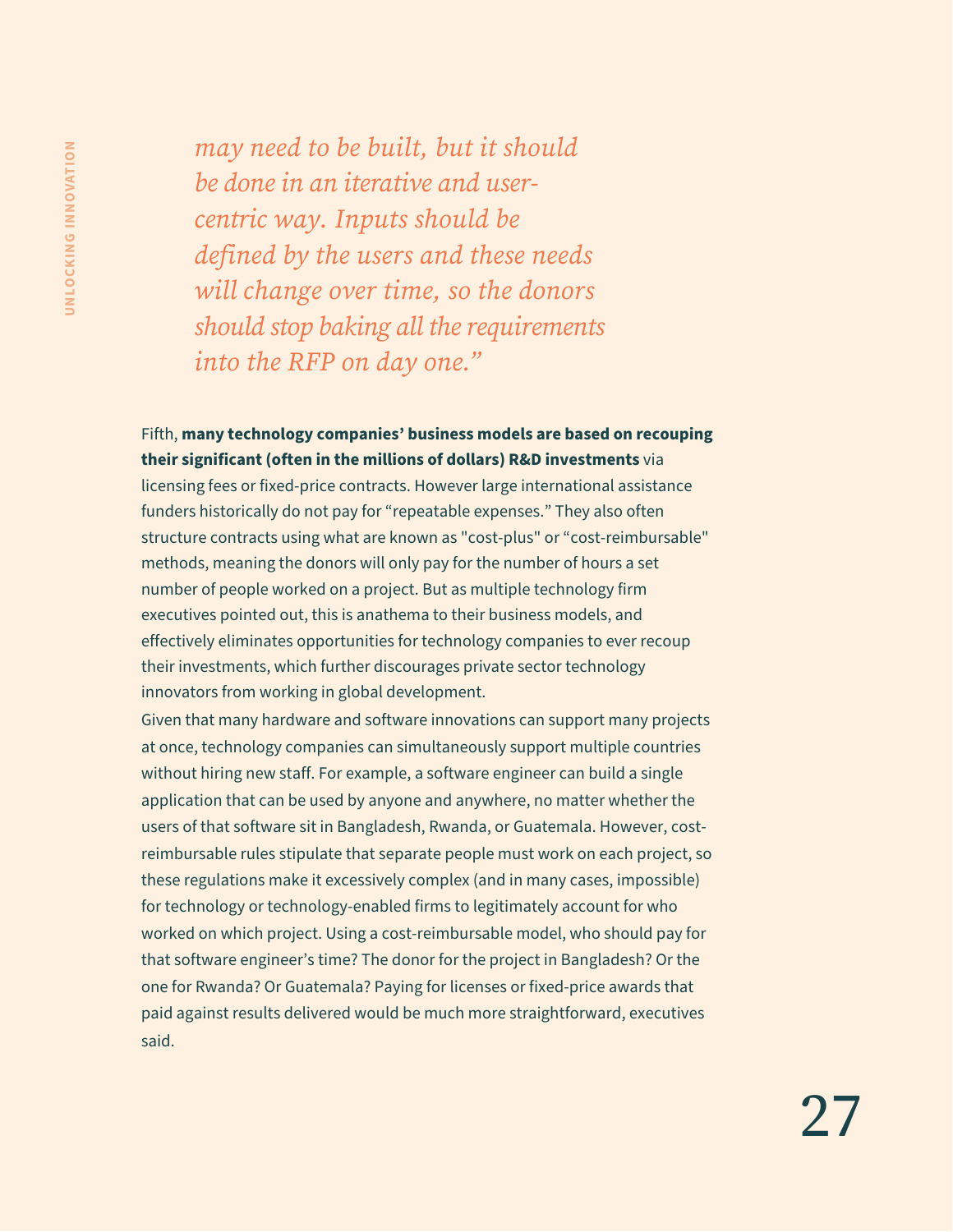*may need to be built, but it should be done in an iterative and user-centric way. Inputs should be defined by the users and these needs will change over time, so the donors should stop baking all the requirements into the RFP on day one."*

Fifth, **many technology companies' business models are based on recouping their significant (often in the millions of dollars) R&D investments** via licensing fees or fixed-price contracts. However large international assistance funders historically do not pay for "repeatable expenses." They also often structure contracts using what are known as "cost-plus" or "cost-reimbursable" methods, meaning the donors will only pay for the number of hours a set number of people worked on a project. But as multiple technology firm executives pointed out, this is anathema to their business models, and effectively eliminates opportunities for technology companies to ever recoup their investments, which further discourages private sector technology innovators from working in global development.

Given that many hardware and software innovations can support many projects at once, technology companies can simultaneously support multiple countries without hiring new staff. For example, a software engineer can build a single application that can be used by anyone and anywhere, no matter whether the users of that software sit in Bangladesh, Rwanda, or Guatemala. However, cost-reimbursable rules stipulate that separate people must work on each project, so these regulations make it excessively complex (and in many cases, impossible) for technology or technology-enabled firms to legitimately account for who worked on which project. Using a cost-reimbursable model, who should pay for that software engineer's time? The donor for the project in Bangladesh? Or the one for Rwanda? Or Guatemala? Paying for licenses or fixed-price awards that paid against results delivered would be much more straightforward, executives said.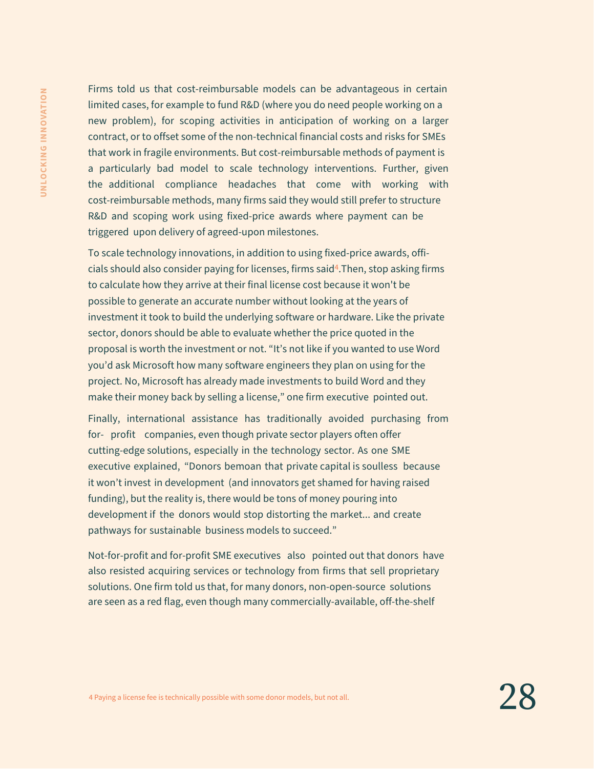Firms told us that cost-reimbursable models can be advantageous in certain limited cases, for example to fund R&D (where you do need people working on a new problem), for scoping activities in anticipation of working on a larger contract, or to offset some of the non-technical financial costs and risks for SMEs that work in fragile environments. But cost-reimbursable methods of payment is a particularly bad model to scale technology interventions. Further, given the additional compliance headaches that come with working with cost-reimbursable methods, many firms said they would still prefer to structure R&D and scoping work using fixed-price awards where payment can be triggered upon delivery of agreed-upon milestones.

To scale technology innovations, in addition to using fixed-price awards, officials should also consider paying for licenses, firms said[4].Then, stop asking firms to calculate how they arrive at their final license cost because it won't be possible to generate an accurate number without looking at the years of investment it took to build the underlying software or hardware. Like the private sector, donors should be able to evaluate whether the price quoted in the proposal is worth the investment or not. “It’s not like if you wanted to use Word you’d ask Microsoft how many software engineers they plan on using for the project. No, Microsoft has already made investments to build Word and they make their money back by selling a license,” one firm executive pointed out.

Finally, international assistance has traditionally avoided purchasing from for-profit companies, even though private sector players often offer cutting-edge solutions, especially in the technology sector. As one SME executive explained, “Donors bemoan that private capital is soulless because it won’t invest in development (and innovators get shamed for having raised funding), but the reality is, there would be tons of money pouring into development if the donors would stop distorting the market... and create pathways for sustainable business models to succeed.”

Not-for-profit and for-profit SME executives also pointed out that donors have also resisted acquiring services or technology from firms that sell proprietary solutions. One firm told us that, for many donors, non-open-source solutions are seen as a red flag, even though many commercially-available, off-the-shelf

4 Paying a license fee is technically possible with some donor models, but not all.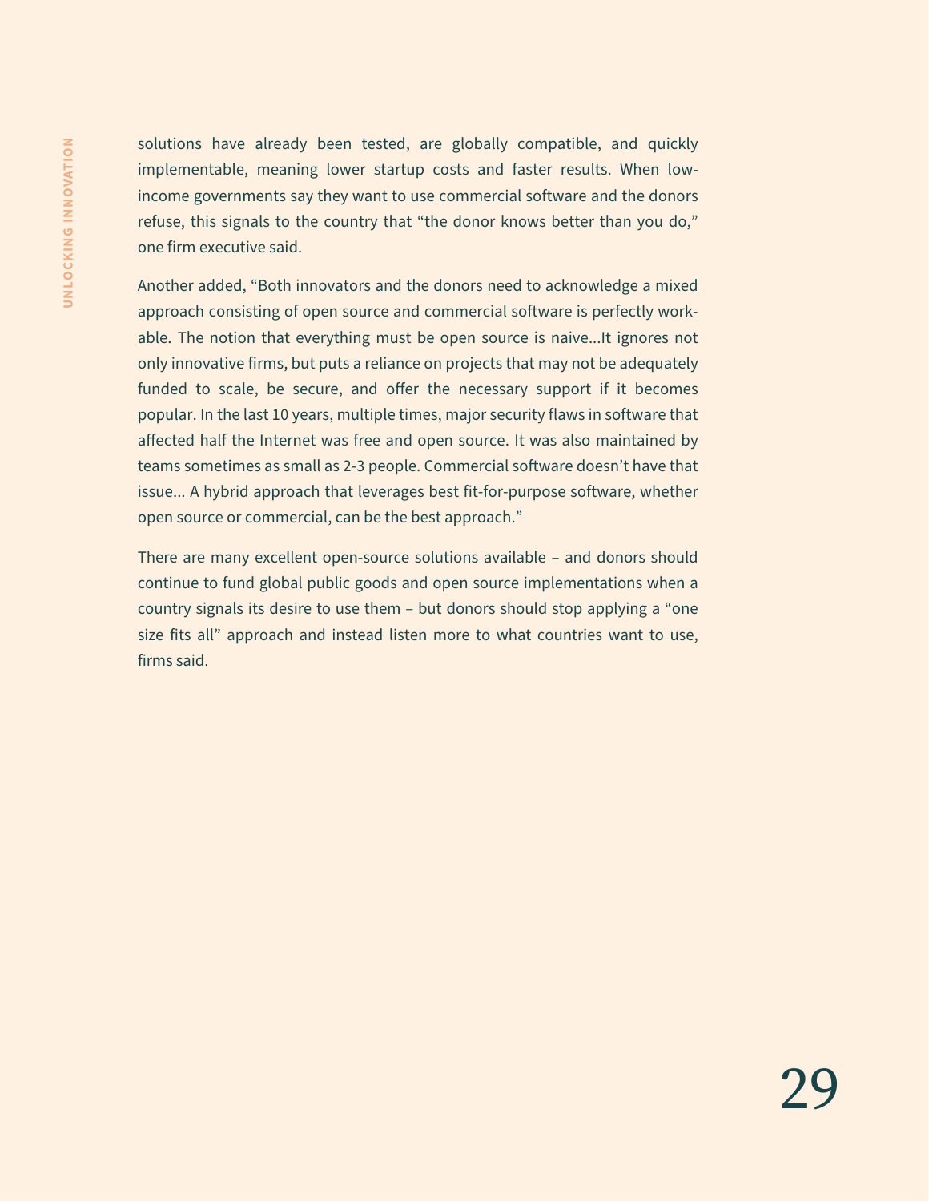solutions have already been tested, are globally compatible, and quickly implementable, meaning lower startup costs and faster results. When low-income governments say they want to use commercial software and the donors refuse, this signals to the country that "the donor knows better than you do," one firm executive said.

Another added, "Both innovators and the donors need to acknowledge a mixed approach consisting of open source and commercial software is perfectly workable. The notion that everything must be open source is naive...It ignores not only innovative firms, but puts a reliance on projects that may not be adequately funded to scale, be secure, and offer the necessary support if it becomes popular. In the last 10 years, multiple times, major security flaws in software that affected half the Internet was free and open source. It was also maintained by teams sometimes as small as 2-3 people. Commercial software doesn't have that issue... A hybrid approach that leverages best fit-for-purpose software, whether open source or commercial, can be the best approach."

There are many excellent open-source solutions available – and donors should continue to fund global public goods and open source implementations when a country signals its desire to use them – but donors should stop applying a "one size fits all" approach and instead listen more to what countries want to use, firms said.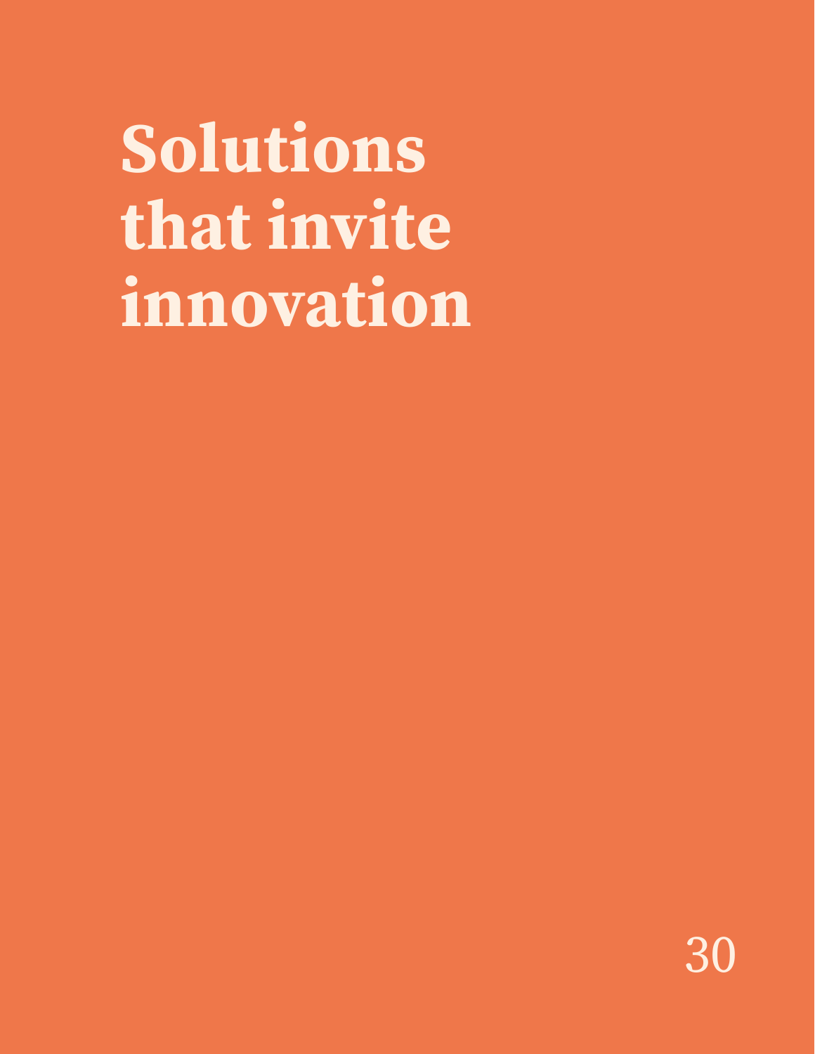# Solutions that invite innovation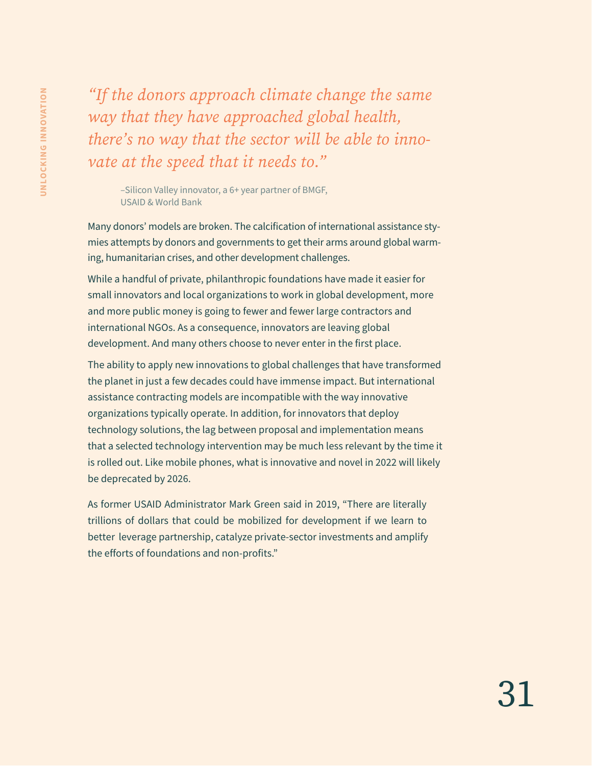*"If the donors approach climate change the same way that they have approached global health, there's no way that the sector will be able to innovate at the speed that it needs to."*

–Silicon Valley innovator, a 6+ year partner of BMGF, USAID & World Bank

Many donors' models are broken. The calcification of international assistance stymies attempts by donors and governments to get their arms around global warming, humanitarian crises, and other development challenges.

While a handful of private, philanthropic foundations have made it easier for small innovators and local organizations to work in global development, more and more public money is going to fewer and fewer large contractors and international NGOs. As a consequence, innovators are leaving global development. And many others choose to never enter in the first place.

The ability to apply new innovations to global challenges that have transformed the planet in just a few decades could have immense impact. But international assistance contracting models are incompatible with the way innovative organizations typically operate. In addition, for innovators that deploy technology solutions, the lag between proposal and implementation means that a selected technology intervention may be much less relevant by the time it is rolled out. Like mobile phones, what is innovative and novel in 2022 will likely be deprecated by 2026.

As former USAID Administrator Mark Green said in 2019, "There are literally trillions of dollars that could be mobilized for development if we learn to better leverage partnership, catalyze private-sector investments and amplify the efforts of foundations and non-profits."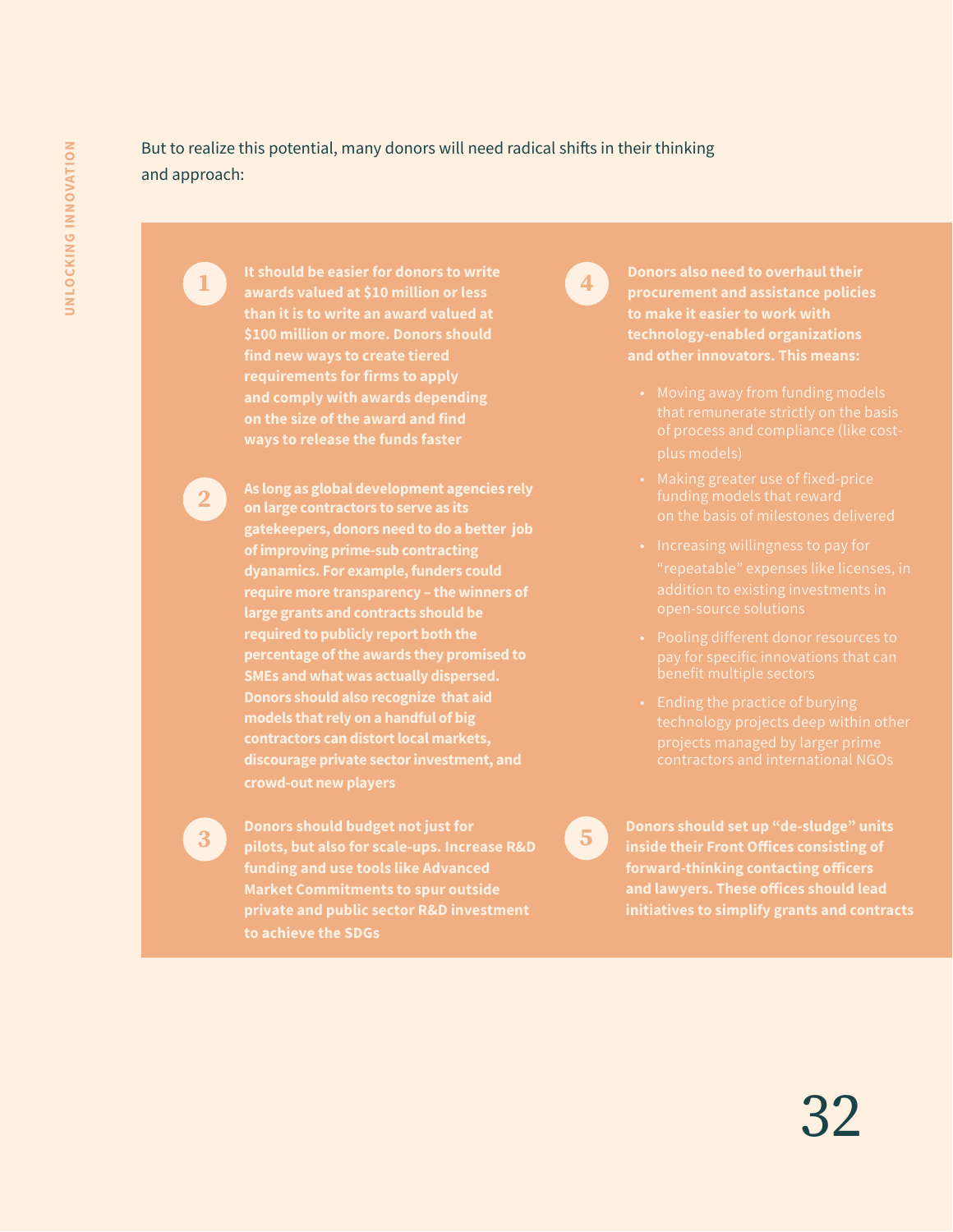But to realize this potential, many donors will need radical shifts in their thinking and approach:

1. **It should be easier for donors to write awards valued at $10 million or less than it is to write an award valued at $100 million or more. Donors should find new ways to create tiered requirements for firms to apply and comply with awards depending on the size of the award and find ways to release the funds faster**

2. **As long as global development agencies rely on large contractors to serve as its gatekeepers, donors need to do a better job of improving prime-sub contracting dyanamics. For example, funders could require more transparency – the winners of large grants and contracts should be required to publicly report both the percentage of the awards they promised to SMEs and what was actually dispersed. Donors should also recognize that aid models that rely on a handful of big contractors can distort local markets, discourage private sector investment, and crowd-out new players**

3. **Donors should budget not just for pilots, but also for scale-ups. Increase R&D funding and use tools like Advanced Market Commitments to spur outside private and public sector R&D investment to achieve the SDGs**

4. **Donors also need to overhaul their procurement and assistance policies to make it easier to work with technology-enabled organizations and other innovators. This means:**
   - Moving away from funding models that remunerate strictly on the basis of process and compliance (like cost-plus models)
   - Making greater use of fixed-price funding models that reward on the basis of milestones delivered
   - Increasing willingness to pay for "repeatable" expenses like licenses, in addition to existing investments in open-source solutions
   - Pooling different donor resources to pay for specific innovations that can benefit multiple sectors
   - Ending the practice of burying technology projects deep within other projects managed by larger prime contractors and international NGOs

5. **Donors should set up "de-sludge" units inside their Front Offices consisting of forward-thinking contacting officers and lawyers. These offices should lead initiatives to simplify grants and contracts**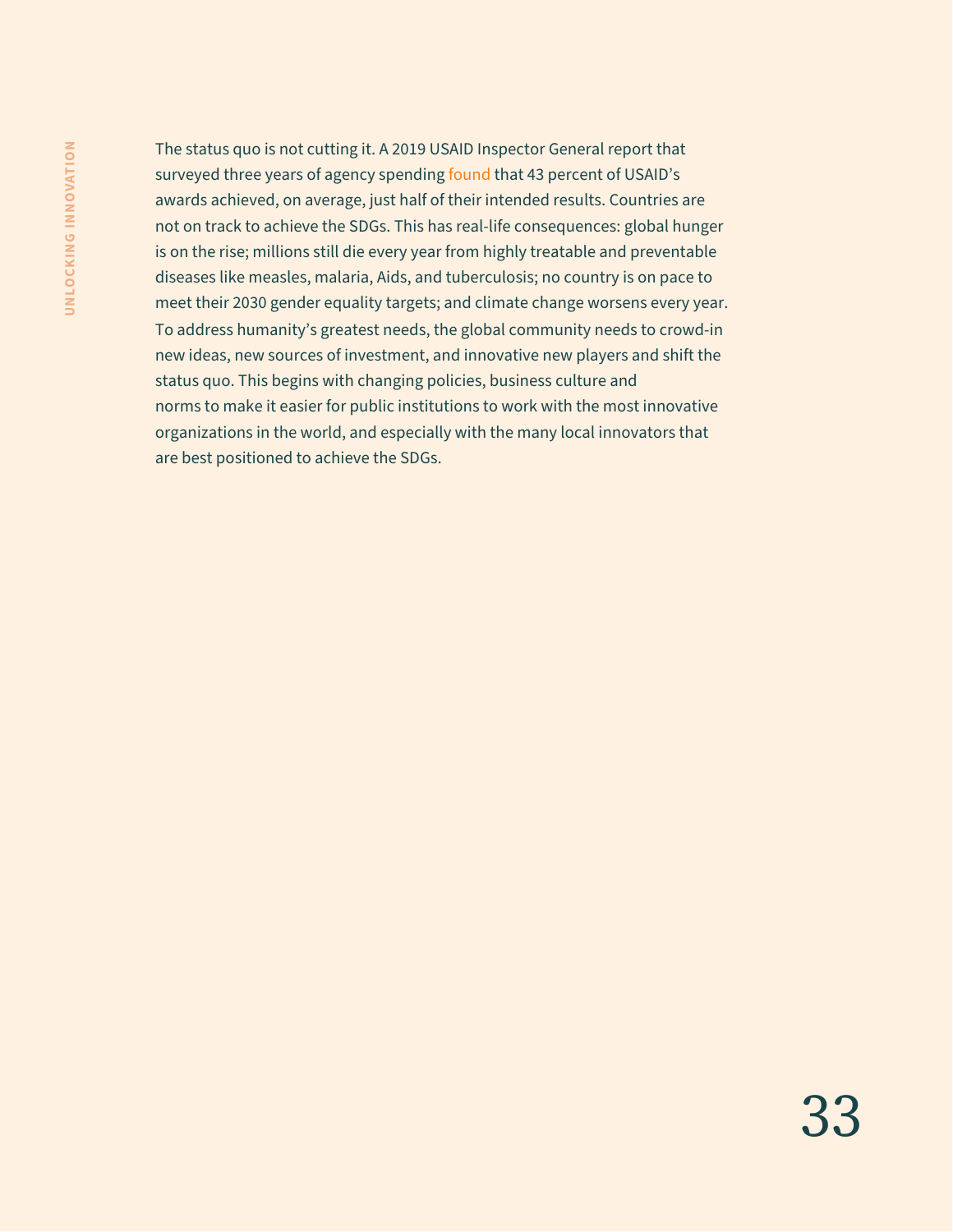The status quo is not cutting it. A 2019 USAID Inspector General report that surveyed three years of agency spending found that 43 percent of USAID's awards achieved, on average, just half of their intended results. Countries are not on track to achieve the SDGs. This has real-life consequences: global hunger is on the rise; millions still die every year from highly treatable and preventable diseases like measles, malaria, Aids, and tuberculosis; no country is on pace to meet their 2030 gender equality targets; and climate change worsens every year. To address humanity's greatest needs, the global community needs to crowd-in new ideas, new sources of investment, and innovative new players and shift the status quo. This begins with changing policies, business culture and norms to make it easier for public institutions to work with the most innovative organizations in the world, and especially with the many local innovators that are best positioned to achieve the SDGs.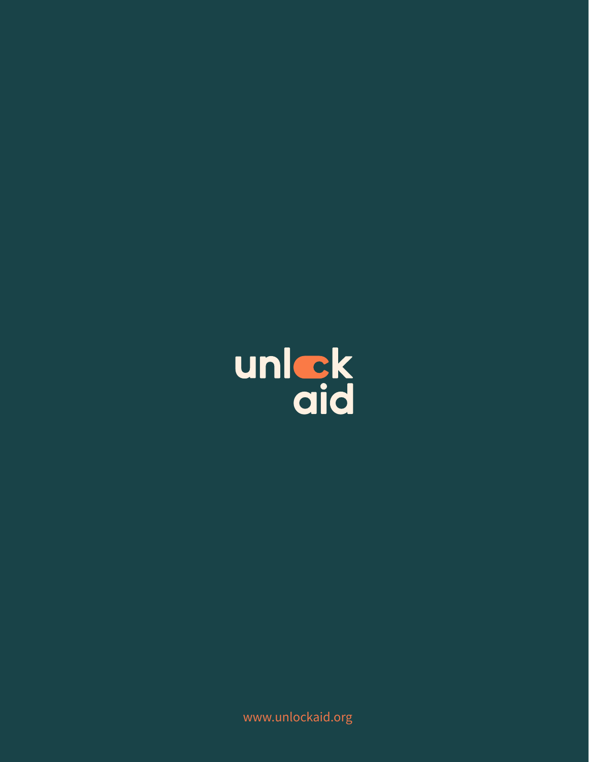unlock
aid

www.unlockaid.org